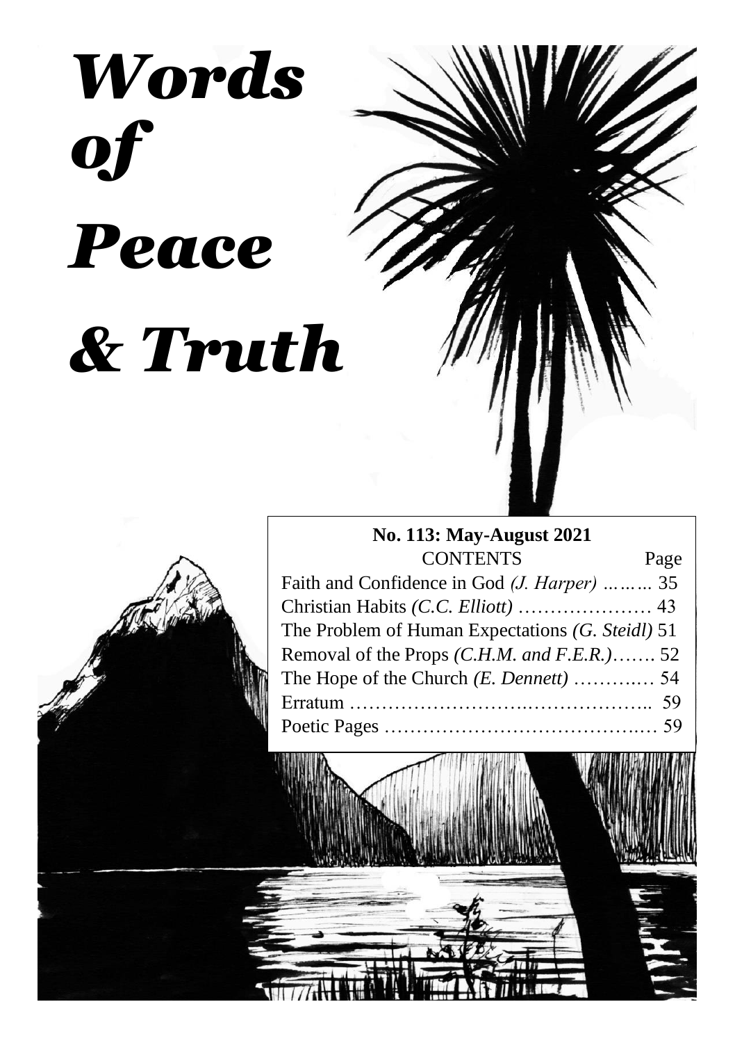# Words of Peace & Truth

**No. 113: May-August 2021**

| CONTENTS | Page |
| --- | --- |
| Faith and Confidence in God *(J. Harper)* | 35 |
| Christian Habits *(C.C. Elliott)* | 43 |
| The Problem of Human Expectations *(G. Steidl)* | 51 |
| Removal of the Props *(C.H.M. and F.E.R.)* | 52 |
| The Hope of the Church *(E. Dennett)* | 54 |
| Erratum | 59 |
| Poetic Pages | 59 |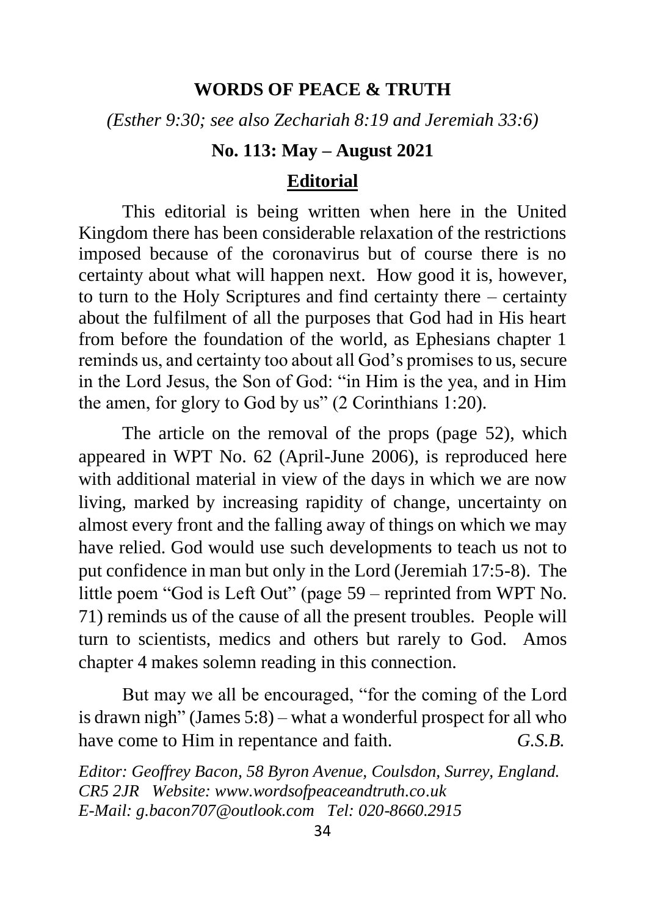**WORDS OF PEACE & TRUTH**

*(Esther 9:30; see also Zechariah 8:19 and Jeremiah 33:6)*

**No. 113: May – August 2021**

## Editorial

This editorial is being written when here in the United Kingdom there has been considerable relaxation of the restrictions imposed because of the coronavirus but of course there is no certainty about what will happen next. How good it is, however, to turn to the Holy Scriptures and find certainty there – certainty about the fulfilment of all the purposes that God had in His heart from before the foundation of the world, as Ephesians chapter 1 reminds us, and certainty too about all God's promises to us, secure in the Lord Jesus, the Son of God: "in Him is the yea, and in Him the amen, for glory to God by us" (2 Corinthians 1:20).

The article on the removal of the props (page 52), which appeared in WPT No. 62 (April-June 2006), is reproduced here with additional material in view of the days in which we are now living, marked by increasing rapidity of change, uncertainty on almost every front and the falling away of things on which we may have relied. God would use such developments to teach us not to put confidence in man but only in the Lord (Jeremiah 17:5-8). The little poem "God is Left Out" (page 59 – reprinted from WPT No. 71) reminds us of the cause of all the present troubles. People will turn to scientists, medics and others but rarely to God. Amos chapter 4 makes solemn reading in this connection.

But may we all be encouraged, "for the coming of the Lord is drawn nigh" (James 5:8) – what a wonderful prospect for all who have come to Him in repentance and faith. *G.S.B.*

*Editor: Geoffrey Bacon, 58 Byron Avenue, Coulsdon, Surrey, England. CR5 2JR Website: www.wordsofpeaceandtruth.co.uk*
*E-Mail: g.bacon707@outlook.com Tel: 020-8660.2915*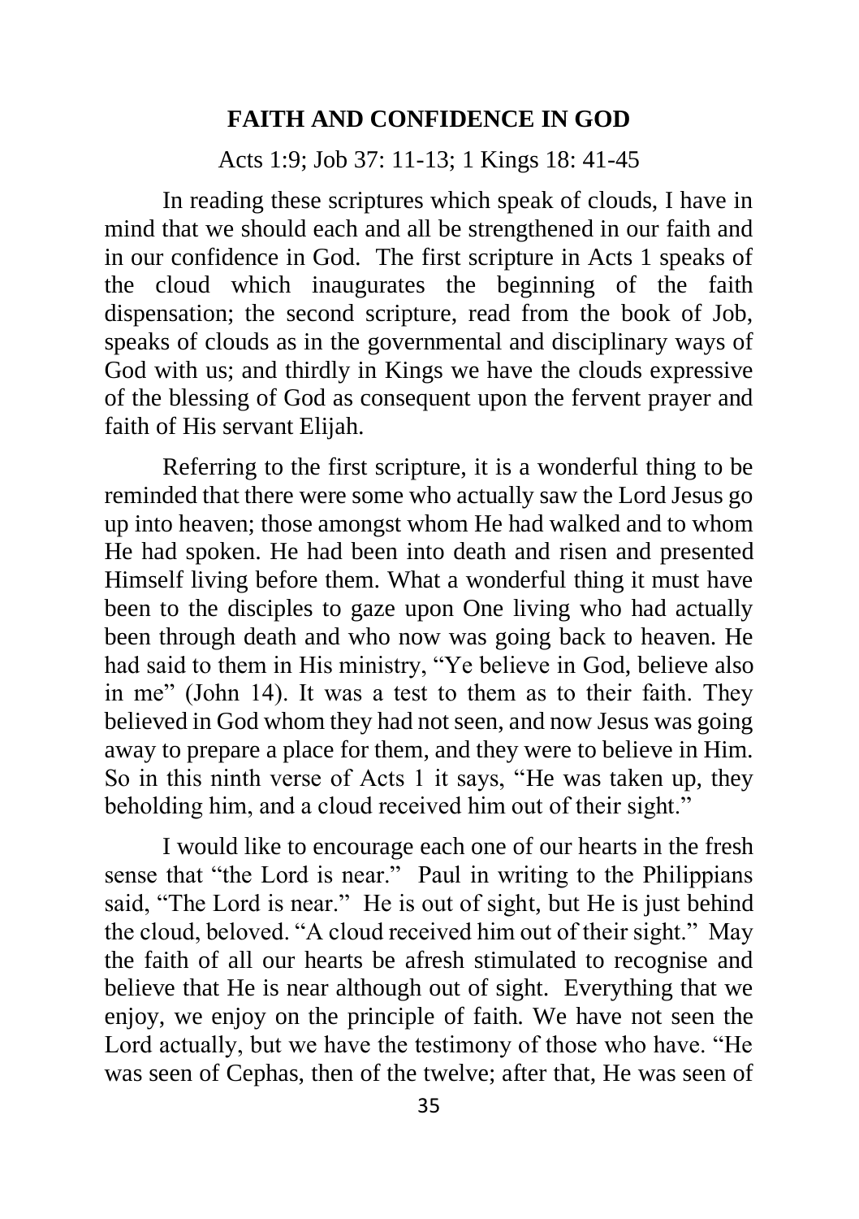## FAITH AND CONFIDENCE IN GOD

Acts 1:9; Job 37: 11-13; 1 Kings 18: 41-45

In reading these scriptures which speak of clouds, I have in mind that we should each and all be strengthened in our faith and in our confidence in God. The first scripture in Acts 1 speaks of the cloud which inaugurates the beginning of the faith dispensation; the second scripture, read from the book of Job, speaks of clouds as in the governmental and disciplinary ways of God with us; and thirdly in Kings we have the clouds expressive of the blessing of God as consequent upon the fervent prayer and faith of His servant Elijah.

Referring to the first scripture, it is a wonderful thing to be reminded that there were some who actually saw the Lord Jesus go up into heaven; those amongst whom He had walked and to whom He had spoken. He had been into death and risen and presented Himself living before them. What a wonderful thing it must have been to the disciples to gaze upon One living who had actually been through death and who now was going back to heaven. He had said to them in His ministry, "Ye believe in God, believe also in me" (John 14). It was a test to them as to their faith. They believed in God whom they had not seen, and now Jesus was going away to prepare a place for them, and they were to believe in Him. So in this ninth verse of Acts 1 it says, "He was taken up, they beholding him, and a cloud received him out of their sight."

I would like to encourage each one of our hearts in the fresh sense that "the Lord is near." Paul in writing to the Philippians said, "The Lord is near." He is out of sight, but He is just behind the cloud, beloved. "A cloud received him out of their sight." May the faith of all our hearts be afresh stimulated to recognise and believe that He is near although out of sight. Everything that we enjoy, we enjoy on the principle of faith. We have not seen the Lord actually, but we have the testimony of those who have. "He was seen of Cephas, then of the twelve; after that, He was seen of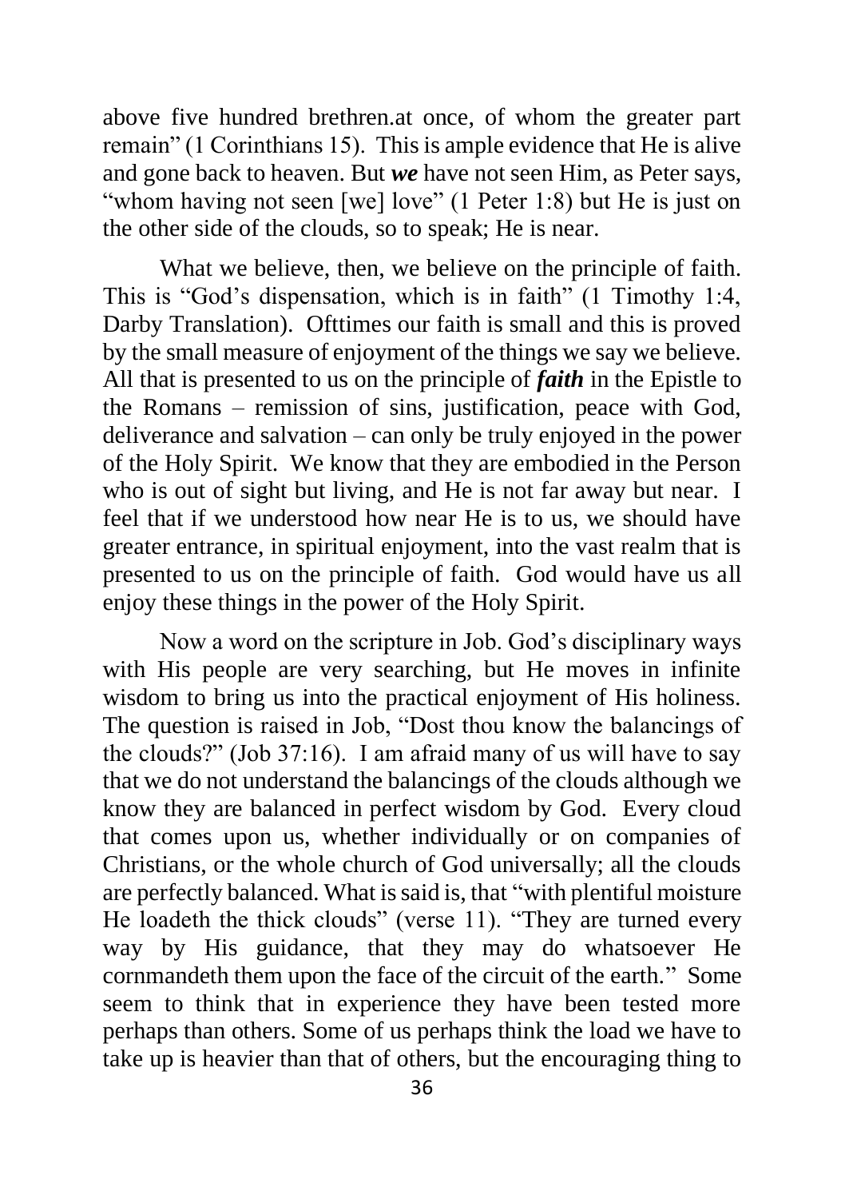above five hundred brethren.at once, of whom the greater part remain" (1 Corinthians 15). This is ample evidence that He is alive and gone back to heaven. But ***we*** have not seen Him, as Peter says, "whom having not seen [we] love" (1 Peter 1:8) but He is just on the other side of the clouds, so to speak; He is near.

What we believe, then, we believe on the principle of faith. This is "God's dispensation, which is in faith" (1 Timothy 1:4, Darby Translation). Ofttimes our faith is small and this is proved by the small measure of enjoyment of the things we say we believe. All that is presented to us on the principle of ***faith*** in the Epistle to the Romans – remission of sins, justification, peace with God, deliverance and salvation – can only be truly enjoyed in the power of the Holy Spirit. We know that they are embodied in the Person who is out of sight but living, and He is not far away but near. I feel that if we understood how near He is to us, we should have greater entrance, in spiritual enjoyment, into the vast realm that is presented to us on the principle of faith. God would have us all enjoy these things in the power of the Holy Spirit.

Now a word on the scripture in Job. God's disciplinary ways with His people are very searching, but He moves in infinite wisdom to bring us into the practical enjoyment of His holiness. The question is raised in Job, "Dost thou know the balancings of the clouds?" (Job 37:16). I am afraid many of us will have to say that we do not understand the balancings of the clouds although we know they are balanced in perfect wisdom by God. Every cloud that comes upon us, whether individually or on companies of Christians, or the whole church of God universally; all the clouds are perfectly balanced. What is said is, that "with plentiful moisture He loadeth the thick clouds" (verse 11). "They are turned every way by His guidance, that they may do whatsoever He cornmandeth them upon the face of the circuit of the earth." Some seem to think that in experience they have been tested more perhaps than others. Some of us perhaps think the load we have to take up is heavier than that of others, but the encouraging thing to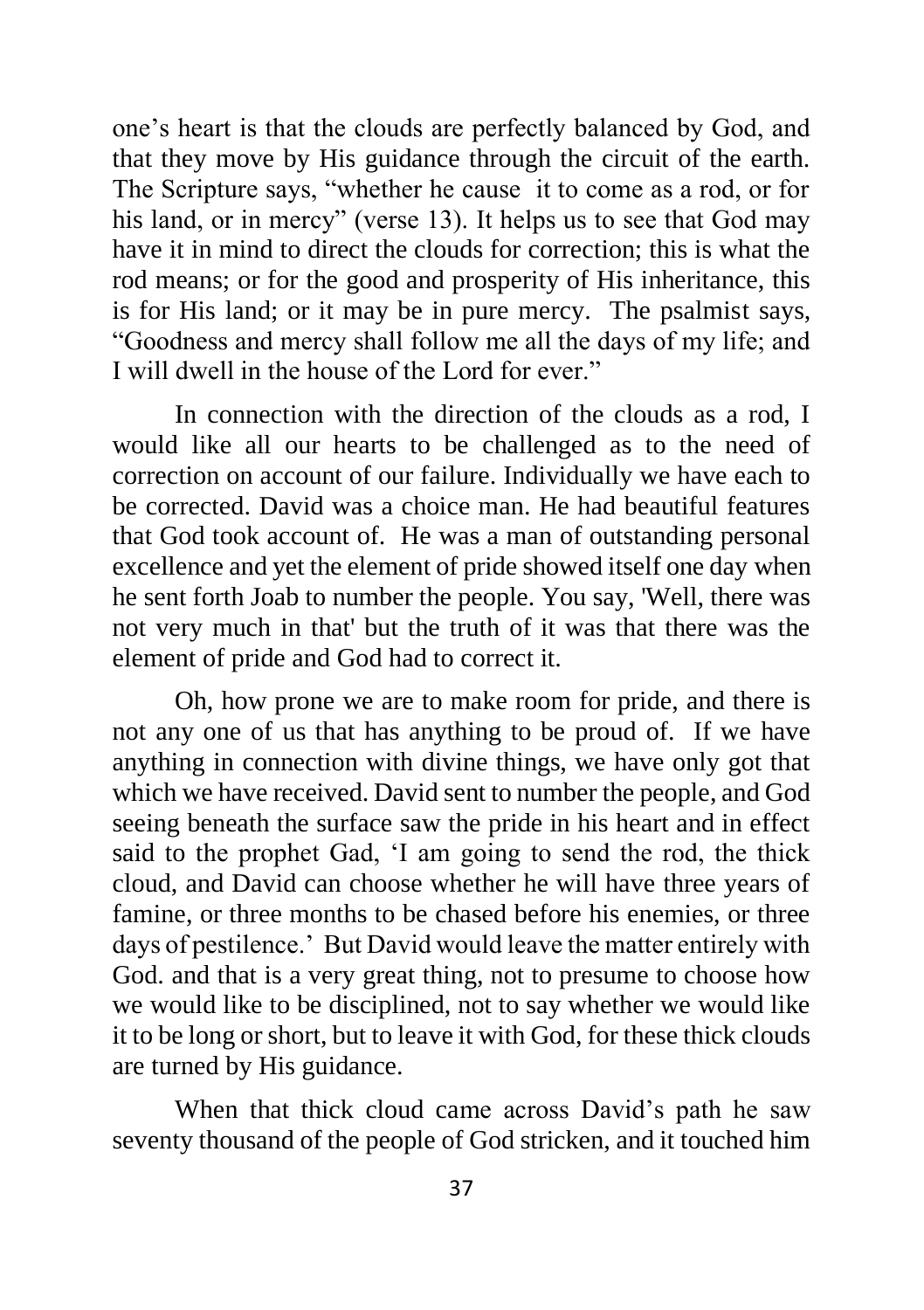one's heart is that the clouds are perfectly balanced by God, and that they move by His guidance through the circuit of the earth. The Scripture says, "whether he cause it to come as a rod, or for his land, or in mercy" (verse 13). It helps us to see that God may have it in mind to direct the clouds for correction; this is what the rod means; or for the good and prosperity of His inheritance, this is for His land; or it may be in pure mercy. The psalmist says, "Goodness and mercy shall follow me all the days of my life; and I will dwell in the house of the Lord for ever."

In connection with the direction of the clouds as a rod, I would like all our hearts to be challenged as to the need of correction on account of our failure. Individually we have each to be corrected. David was a choice man. He had beautiful features that God took account of. He was a man of outstanding personal excellence and yet the element of pride showed itself one day when he sent forth Joab to number the people. You say, 'Well, there was not very much in that' but the truth of it was that there was the element of pride and God had to correct it.

Oh, how prone we are to make room for pride, and there is not any one of us that has anything to be proud of. If we have anything in connection with divine things, we have only got that which we have received. David sent to number the people, and God seeing beneath the surface saw the pride in his heart and in effect said to the prophet Gad, 'I am going to send the rod, the thick cloud, and David can choose whether he will have three years of famine, or three months to be chased before his enemies, or three days of pestilence.' But David would leave the matter entirely with God. and that is a very great thing, not to presume to choose how we would like to be disciplined, not to say whether we would like it to be long or short, but to leave it with God, for these thick clouds are turned by His guidance.

When that thick cloud came across David's path he saw seventy thousand of the people of God stricken, and it touched him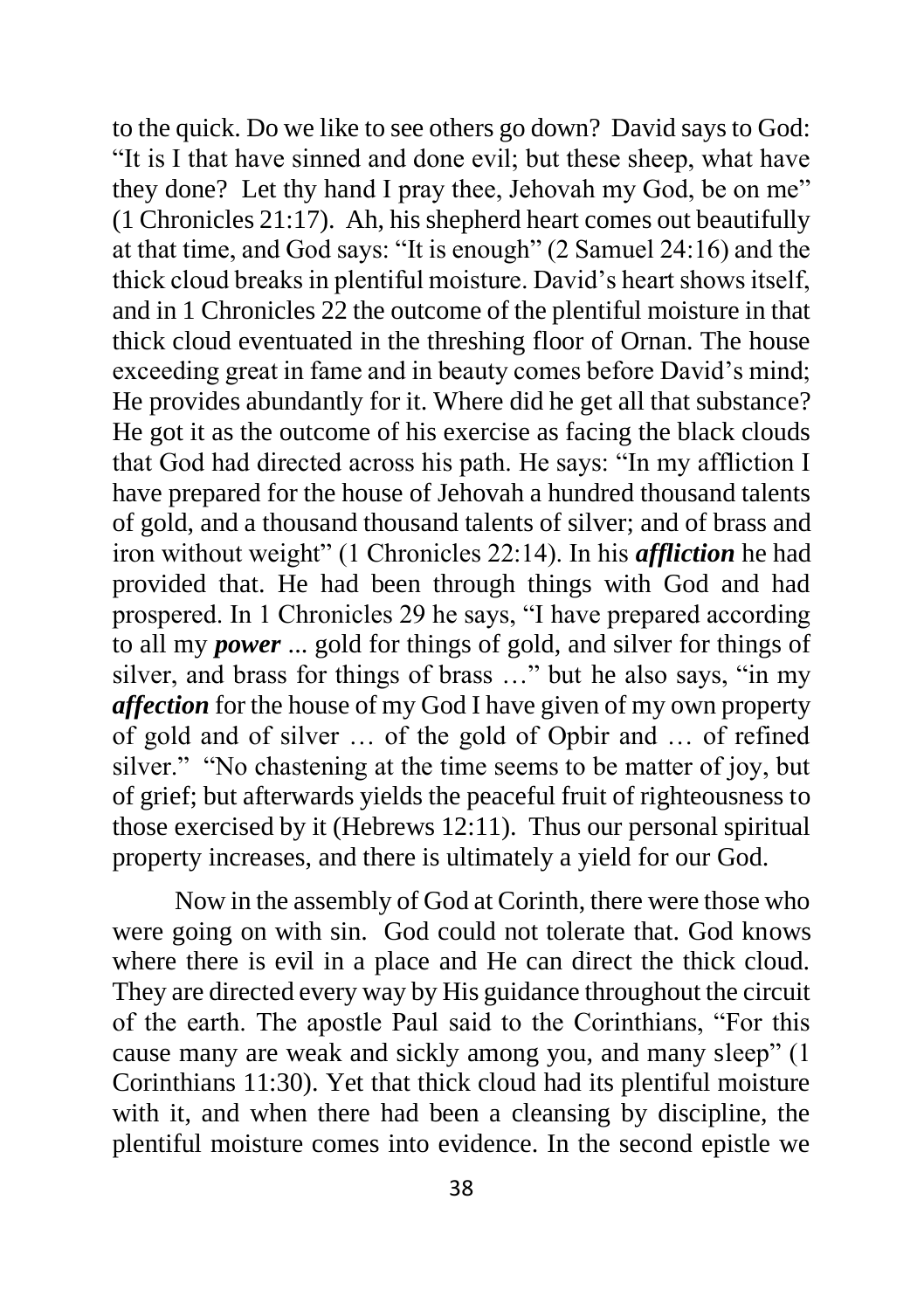to the quick. Do we like to see others go down? David says to God: "It is I that have sinned and done evil; but these sheep, what have they done? Let thy hand I pray thee, Jehovah my God, be on me" (1 Chronicles 21:17). Ah, his shepherd heart comes out beautifully at that time, and God says: "It is enough" (2 Samuel 24:16) and the thick cloud breaks in plentiful moisture. David's heart shows itself, and in 1 Chronicles 22 the outcome of the plentiful moisture in that thick cloud eventuated in the threshing floor of Ornan. The house exceeding great in fame and in beauty comes before David's mind; He provides abundantly for it. Where did he get all that substance? He got it as the outcome of his exercise as facing the black clouds that God had directed across his path. He says: "In my affliction I have prepared for the house of Jehovah a hundred thousand talents of gold, and a thousand thousand talents of silver; and of brass and iron without weight" (1 Chronicles 22:14). In his ***affliction*** he had provided that. He had been through things with God and had prospered. In 1 Chronicles 29 he says, "I have prepared according to all my ***power*** ... gold for things of gold, and silver for things of silver, and brass for things of brass …" but he also says, "in my ***affection*** for the house of my God I have given of my own property of gold and of silver … of the gold of Opbir and … of refined silver." "No chastening at the time seems to be matter of joy, but of grief; but afterwards yields the peaceful fruit of righteousness to those exercised by it (Hebrews 12:11). Thus our personal spiritual property increases, and there is ultimately a yield for our God.

Now in the assembly of God at Corinth, there were those who were going on with sin. God could not tolerate that. God knows where there is evil in a place and He can direct the thick cloud. They are directed every way by His guidance throughout the circuit of the earth. The apostle Paul said to the Corinthians, "For this cause many are weak and sickly among you, and many sleep" (1 Corinthians 11:30). Yet that thick cloud had its plentiful moisture with it, and when there had been a cleansing by discipline, the plentiful moisture comes into evidence. In the second epistle we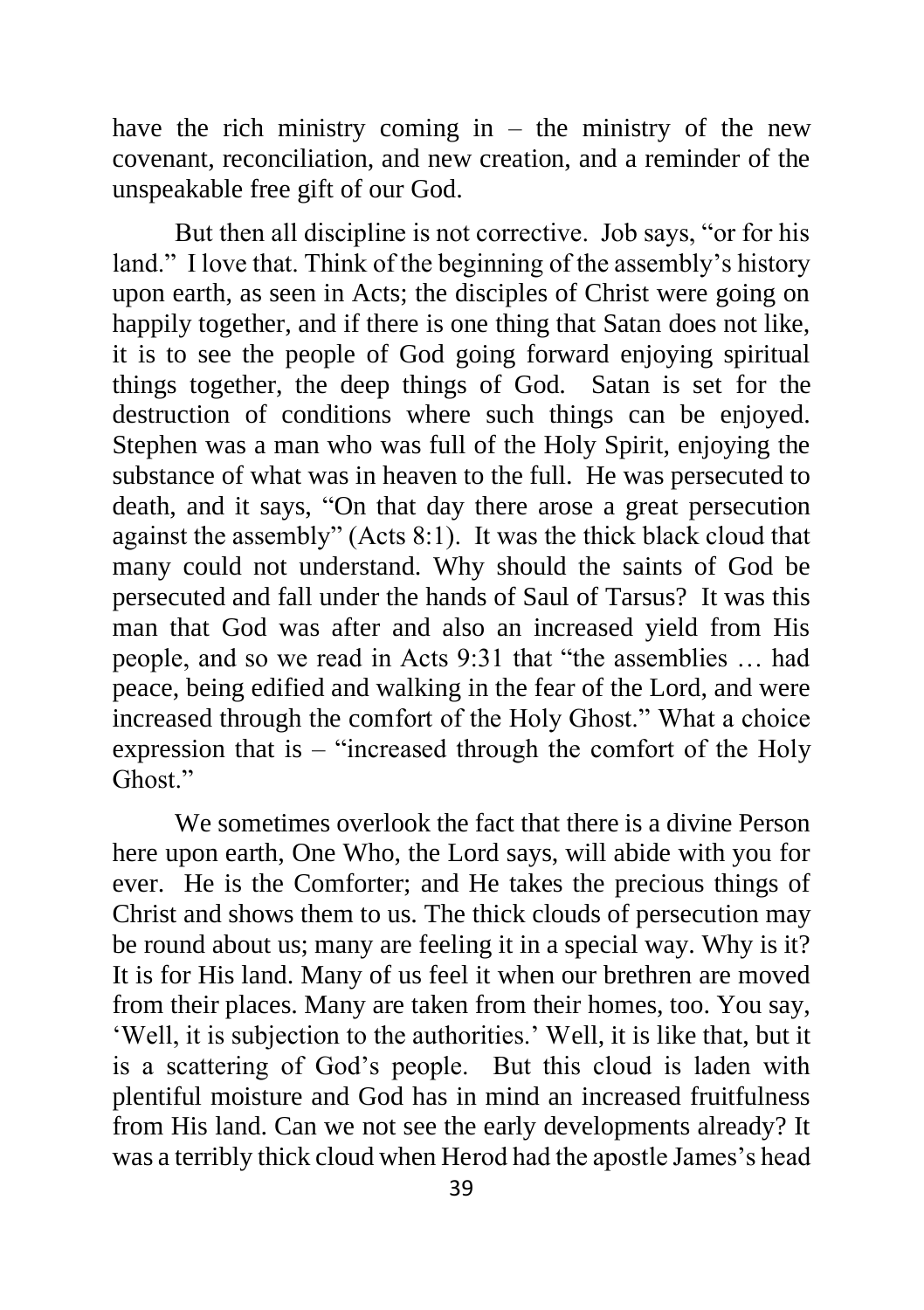have the rich ministry coming in – the ministry of the new covenant, reconciliation, and new creation, and a reminder of the unspeakable free gift of our God.

But then all discipline is not corrective. Job says, "or for his land." I love that. Think of the beginning of the assembly's history upon earth, as seen in Acts; the disciples of Christ were going on happily together, and if there is one thing that Satan does not like, it is to see the people of God going forward enjoying spiritual things together, the deep things of God. Satan is set for the destruction of conditions where such things can be enjoyed. Stephen was a man who was full of the Holy Spirit, enjoying the substance of what was in heaven to the full. He was persecuted to death, and it says, "On that day there arose a great persecution against the assembly" (Acts 8:1). It was the thick black cloud that many could not understand. Why should the saints of God be persecuted and fall under the hands of Saul of Tarsus? It was this man that God was after and also an increased yield from His people, and so we read in Acts 9:31 that "the assemblies … had peace, being edified and walking in the fear of the Lord, and were increased through the comfort of the Holy Ghost." What a choice expression that is – "increased through the comfort of the Holy Ghost."

We sometimes overlook the fact that there is a divine Person here upon earth, One Who, the Lord says, will abide with you for ever. He is the Comforter; and He takes the precious things of Christ and shows them to us. The thick clouds of persecution may be round about us; many are feeling it in a special way. Why is it? It is for His land. Many of us feel it when our brethren are moved from their places. Many are taken from their homes, too. You say, 'Well, it is subjection to the authorities.' Well, it is like that, but it is a scattering of God's people. But this cloud is laden with plentiful moisture and God has in mind an increased fruitfulness from His land. Can we not see the early developments already? It was a terribly thick cloud when Herod had the apostle James's head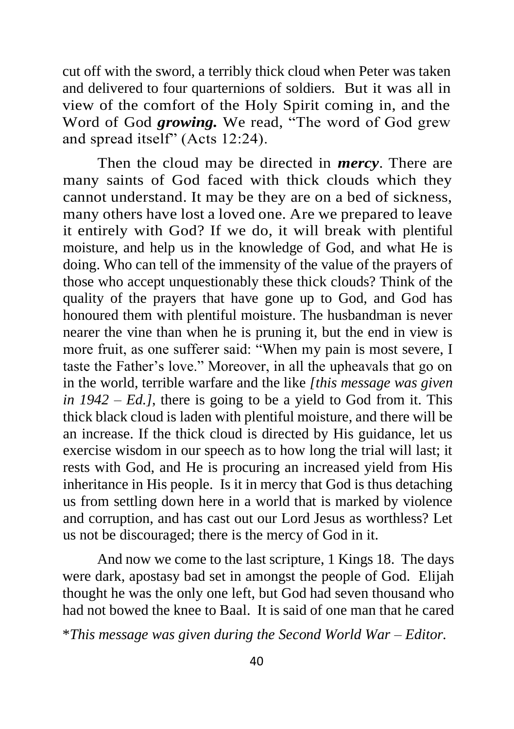cut off with the sword, a terribly thick cloud when Peter was taken and delivered to four quarternions of soldiers. But it was all in view of the comfort of the Holy Spirit coming in, and the Word of God ***growing.*** We read, "The word of God grew and spread itself" (Acts 12:24).

Then the cloud may be directed in ***mercy***. There are many saints of God faced with thick clouds which they cannot understand. It may be they are on a bed of sickness, many others have lost a loved one. Are we prepared to leave it entirely with God? If we do, it will break with plentiful moisture, and help us in the knowledge of God, and what He is doing. Who can tell of the immensity of the value of the prayers of those who accept unquestionably these thick clouds? Think of the quality of the prayers that have gone up to God, and God has honoured them with plentiful moisture. The husbandman is never nearer the vine than when he is pruning it, but the end in view is more fruit, as one sufferer said: "When my pain is most severe, I taste the Father's love." Moreover, in all the upheavals that go on in the world, terrible warfare and the like *[this message was given in 1942 – Ed.]*, there is going to be a yield to God from it. This thick black cloud is laden with plentiful moisture, and there will be an increase. If the thick cloud is directed by His guidance, let us exercise wisdom in our speech as to how long the trial will last; it rests with God, and He is procuring an increased yield from His inheritance in His people. Is it in mercy that God is thus detaching us from settling down here in a world that is marked by violence and corruption, and has cast out our Lord Jesus as worthless? Let us not be discouraged; there is the mercy of God in it.

And now we come to the last scripture, 1 Kings 18. The days were dark, apostasy bad set in amongst the people of God. Elijah thought he was the only one left, but God had seven thousand who had not bowed the knee to Baal. It is said of one man that he cared

\**This message was given during the Second World War – Editor.*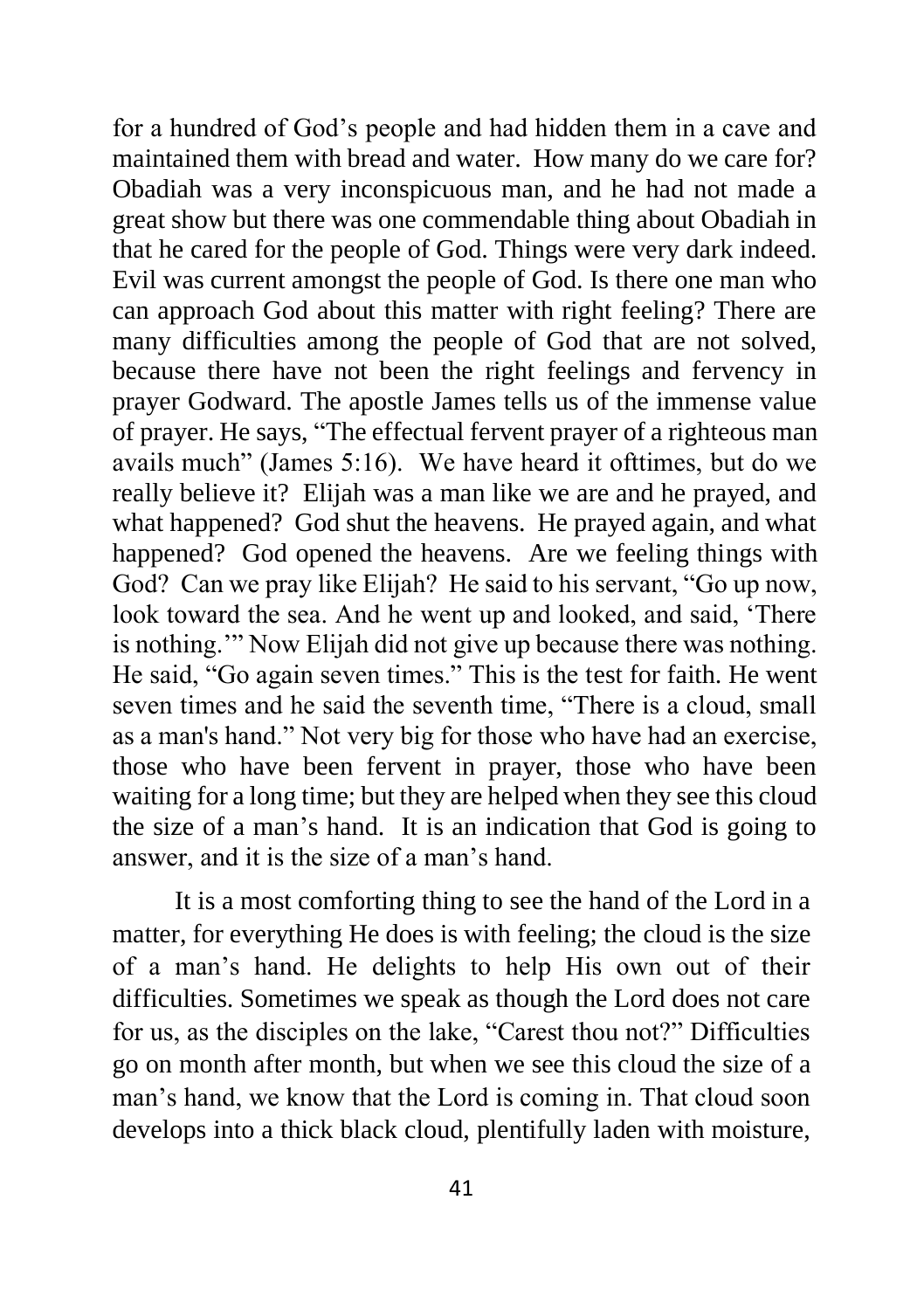for a hundred of God's people and had hidden them in a cave and maintained them with bread and water. How many do we care for? Obadiah was a very inconspicuous man, and he had not made a great show but there was one commendable thing about Obadiah in that he cared for the people of God. Things were very dark indeed. Evil was current amongst the people of God. Is there one man who can approach God about this matter with right feeling? There are many difficulties among the people of God that are not solved, because there have not been the right feelings and fervency in prayer Godward. The apostle James tells us of the immense value of prayer. He says, "The effectual fervent prayer of a righteous man avails much" (James 5:16). We have heard it ofttimes, but do we really believe it? Elijah was a man like we are and he prayed, and what happened? God shut the heavens. He prayed again, and what happened? God opened the heavens. Are we feeling things with God? Can we pray like Elijah? He said to his servant, "Go up now, look toward the sea. And he went up and looked, and said, 'There is nothing.'" Now Elijah did not give up because there was nothing. He said, "Go again seven times." This is the test for faith. He went seven times and he said the seventh time, "There is a cloud, small as a man's hand." Not very big for those who have had an exercise, those who have been fervent in prayer, those who have been waiting for a long time; but they are helped when they see this cloud the size of a man's hand. It is an indication that God is going to answer, and it is the size of a man's hand.

It is a most comforting thing to see the hand of the Lord in a matter, for everything He does is with feeling; the cloud is the size of a man's hand. He delights to help His own out of their difficulties. Sometimes we speak as though the Lord does not care for us, as the disciples on the lake, "Carest thou not?" Difficulties go on month after month, but when we see this cloud the size of a man's hand, we know that the Lord is coming in. That cloud soon develops into a thick black cloud, plentifully laden with moisture,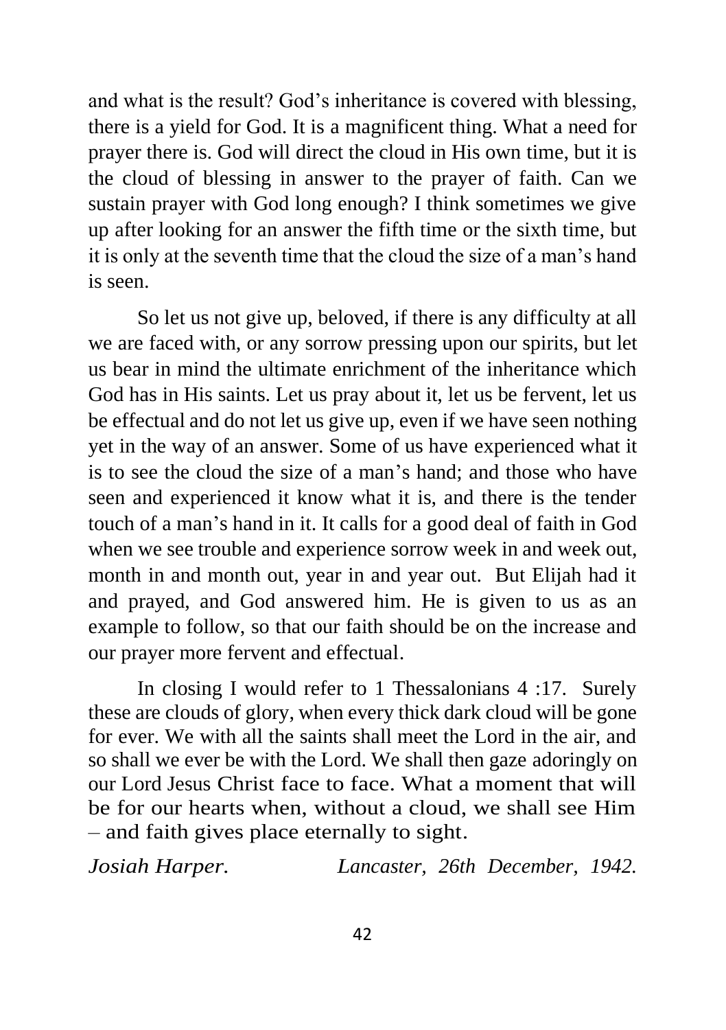and what is the result? God's inheritance is covered with blessing, there is a yield for God. It is a magnificent thing. What a need for prayer there is. God will direct the cloud in His own time, but it is the cloud of blessing in answer to the prayer of faith. Can we sustain prayer with God long enough? I think sometimes we give up after looking for an answer the fifth time or the sixth time, but it is only at the seventh time that the cloud the size of a man's hand is seen.

So let us not give up, beloved, if there is any difficulty at all we are faced with, or any sorrow pressing upon our spirits, but let us bear in mind the ultimate enrichment of the inheritance which God has in His saints. Let us pray about it, let us be fervent, let us be effectual and do not let us give up, even if we have seen nothing yet in the way of an answer. Some of us have experienced what it is to see the cloud the size of a man's hand; and those who have seen and experienced it know what it is, and there is the tender touch of a man's hand in it. It calls for a good deal of faith in God when we see trouble and experience sorrow week in and week out, month in and month out, year in and year out. But Elijah had it and prayed, and God answered him. He is given to us as an example to follow, so that our faith should be on the increase and our prayer more fervent and effectual.

In closing I would refer to 1 Thessalonians 4 :17. Surely these are clouds of glory, when every thick dark cloud will be gone for ever. We with all the saints shall meet the Lord in the air, and so shall we ever be with the Lord. We shall then gaze adoringly on our Lord Jesus Christ face to face. What a moment that will be for our hearts when, without a cloud, we shall see Him – and faith gives place eternally to sight.

*Josiah Harper.* *Lancaster, 26th December, 1942.*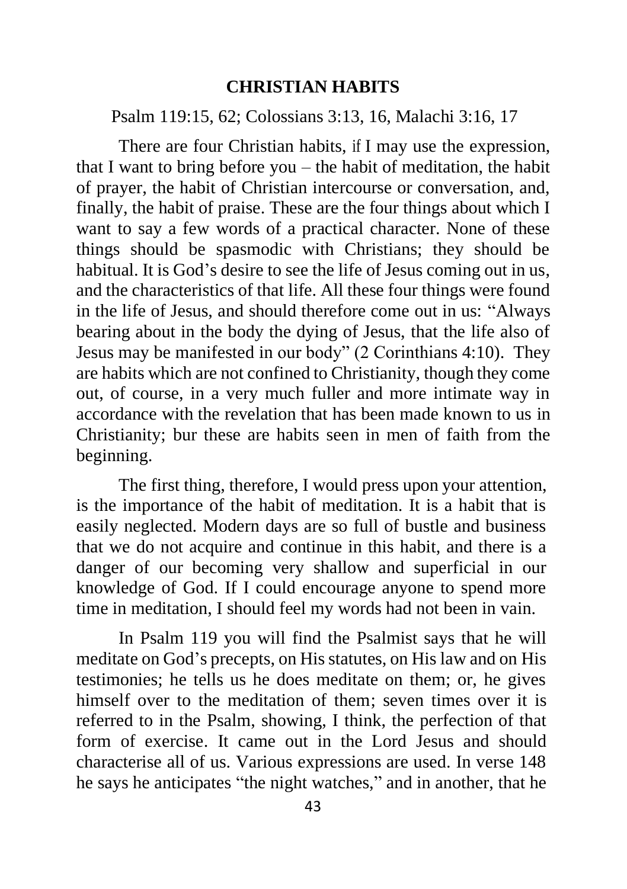## CHRISTIAN HABITS

Psalm 119:15, 62; Colossians 3:13, 16, Malachi 3:16, 17

There are four Christian habits, if I may use the expression, that I want to bring before you – the habit of meditation, the habit of prayer, the habit of Christian intercourse or conversation, and, finally, the habit of praise. These are the four things about which I want to say a few words of a practical character. None of these things should be spasmodic with Christians; they should be habitual. It is God's desire to see the life of Jesus coming out in us, and the characteristics of that life. All these four things were found in the life of Jesus, and should therefore come out in us: "Always bearing about in the body the dying of Jesus, that the life also of Jesus may be manifested in our body" (2 Corinthians 4:10). They are habits which are not confined to Christianity, though they come out, of course, in a very much fuller and more intimate way in accordance with the revelation that has been made known to us in Christianity; bur these are habits seen in men of faith from the beginning.

The first thing, therefore, I would press upon your attention, is the importance of the habit of meditation. It is a habit that is easily neglected. Modern days are so full of bustle and business that we do not acquire and continue in this habit, and there is a danger of our becoming very shallow and superficial in our knowledge of God. If I could encourage anyone to spend more time in meditation, I should feel my words had not been in vain.

In Psalm 119 you will find the Psalmist says that he will meditate on God's precepts, on His statutes, on His law and on His testimonies; he tells us he does meditate on them; or, he gives himself over to the meditation of them; seven times over it is referred to in the Psalm, showing, I think, the perfection of that form of exercise. It came out in the Lord Jesus and should characterise all of us. Various expressions are used. In verse 148 he says he anticipates "the night watches," and in another, that he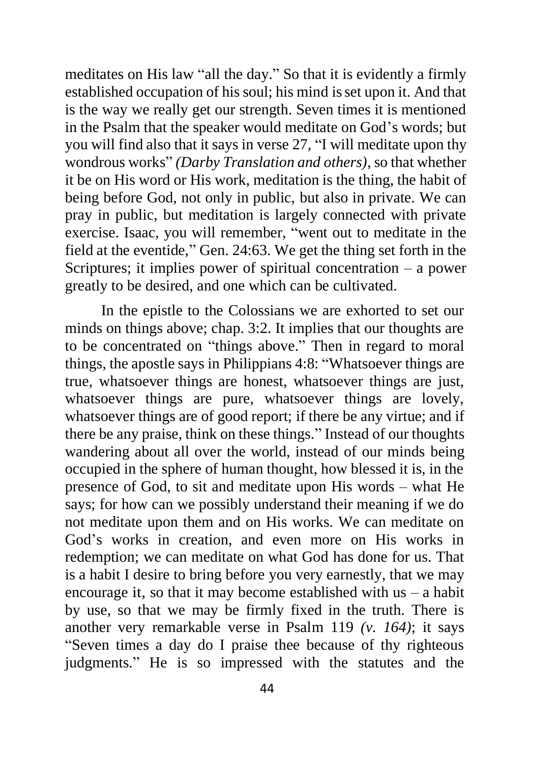meditates on His law "all the day." So that it is evidently a firmly established occupation of his soul; his mind is set upon it. And that is the way we really get our strength. Seven times it is mentioned in the Psalm that the speaker would meditate on God's words; but you will find also that it says in verse 27, "I will meditate upon thy wondrous works" *(Darby Translation and others)*, so that whether it be on His word or His work, meditation is the thing, the habit of being before God, not only in public, but also in private. We can pray in public, but meditation is largely connected with private exercise. Isaac, you will remember, "went out to meditate in the field at the eventide," Gen. 24:63. We get the thing set forth in the Scriptures; it implies power of spiritual concentration – a power greatly to be desired, and one which can be cultivated.

In the epistle to the Colossians we are exhorted to set our minds on things above; chap. 3:2. It implies that our thoughts are to be concentrated on "things above." Then in regard to moral things, the apostle says in Philippians 4:8: "Whatsoever things are true, whatsoever things are honest, whatsoever things are just, whatsoever things are pure, whatsoever things are lovely, whatsoever things are of good report; if there be any virtue; and if there be any praise, think on these things." Instead of our thoughts wandering about all over the world, instead of our minds being occupied in the sphere of human thought, how blessed it is, in the presence of God, to sit and meditate upon His words – what He says; for how can we possibly understand their meaning if we do not meditate upon them and on His works. We can meditate on God's works in creation, and even more on His works in redemption; we can meditate on what God has done for us. That is a habit I desire to bring before you very earnestly, that we may encourage it, so that it may become established with us – a habit by use, so that we may be firmly fixed in the truth. There is another very remarkable verse in Psalm 119 *(v. 164)*; it says "Seven times a day do I praise thee because of thy righteous judgments." He is so impressed with the statutes and the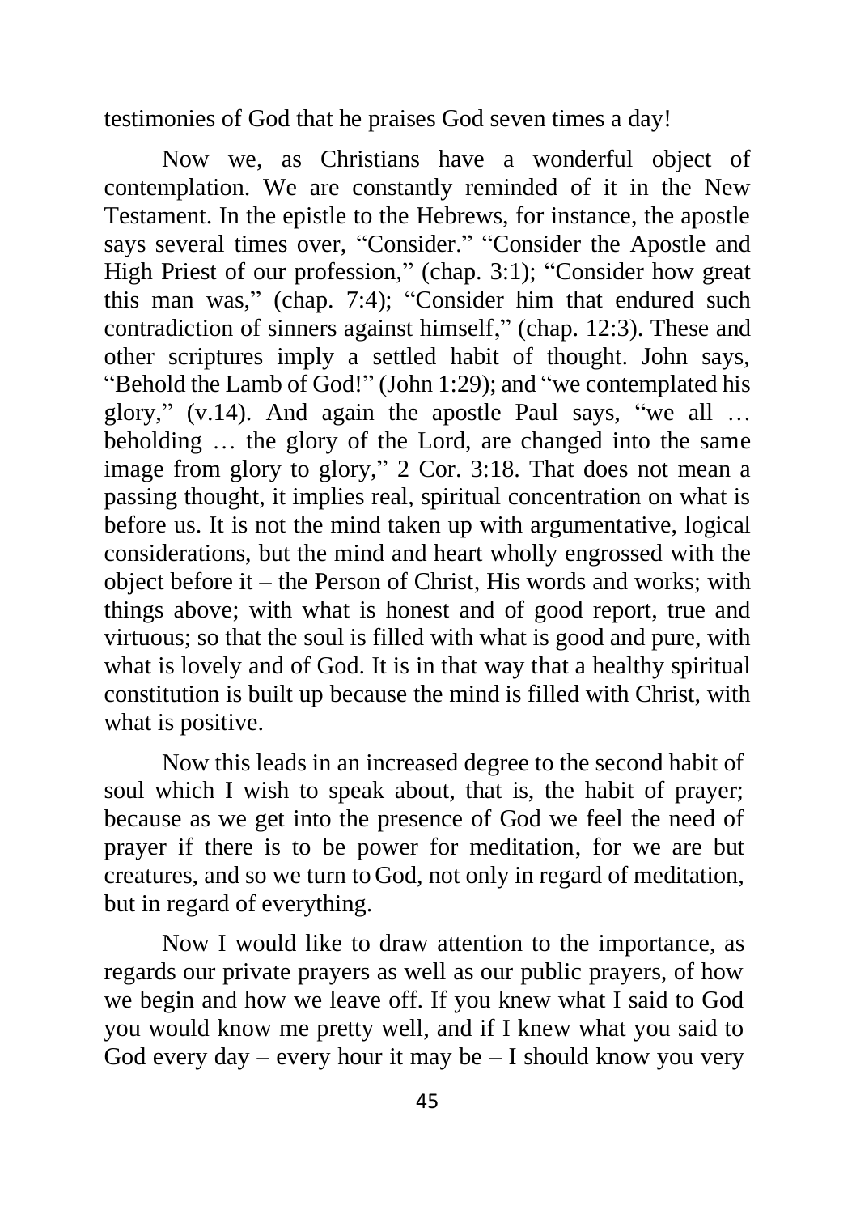testimonies of God that he praises God seven times a day!

Now we, as Christians have a wonderful object of contemplation. We are constantly reminded of it in the New Testament. In the epistle to the Hebrews, for instance, the apostle says several times over, "Consider." "Consider the Apostle and High Priest of our profession," (chap. 3:1); "Consider how great this man was," (chap. 7:4); "Consider him that endured such contradiction of sinners against himself," (chap. 12:3). These and other scriptures imply a settled habit of thought. John says, "Behold the Lamb of God!" (John 1:29); and "we contemplated his glory," (v.14). And again the apostle Paul says, "we all … beholding … the glory of the Lord, are changed into the same image from glory to glory," 2 Cor. 3:18. That does not mean a passing thought, it implies real, spiritual concentration on what is before us. It is not the mind taken up with argumentative, logical considerations, but the mind and heart wholly engrossed with the object before it – the Person of Christ, His words and works; with things above; with what is honest and of good report, true and virtuous; so that the soul is filled with what is good and pure, with what is lovely and of God. It is in that way that a healthy spiritual constitution is built up because the mind is filled with Christ, with what is positive.

Now this leads in an increased degree to the second habit of soul which I wish to speak about, that is, the habit of prayer; because as we get into the presence of God we feel the need of prayer if there is to be power for meditation, for we are but creatures, and so we turn to God, not only in regard of meditation, but in regard of everything.

Now I would like to draw attention to the importance, as regards our private prayers as well as our public prayers, of how we begin and how we leave off. If you knew what I said to God you would know me pretty well, and if I knew what you said to God every day – every hour it may be – I should know you very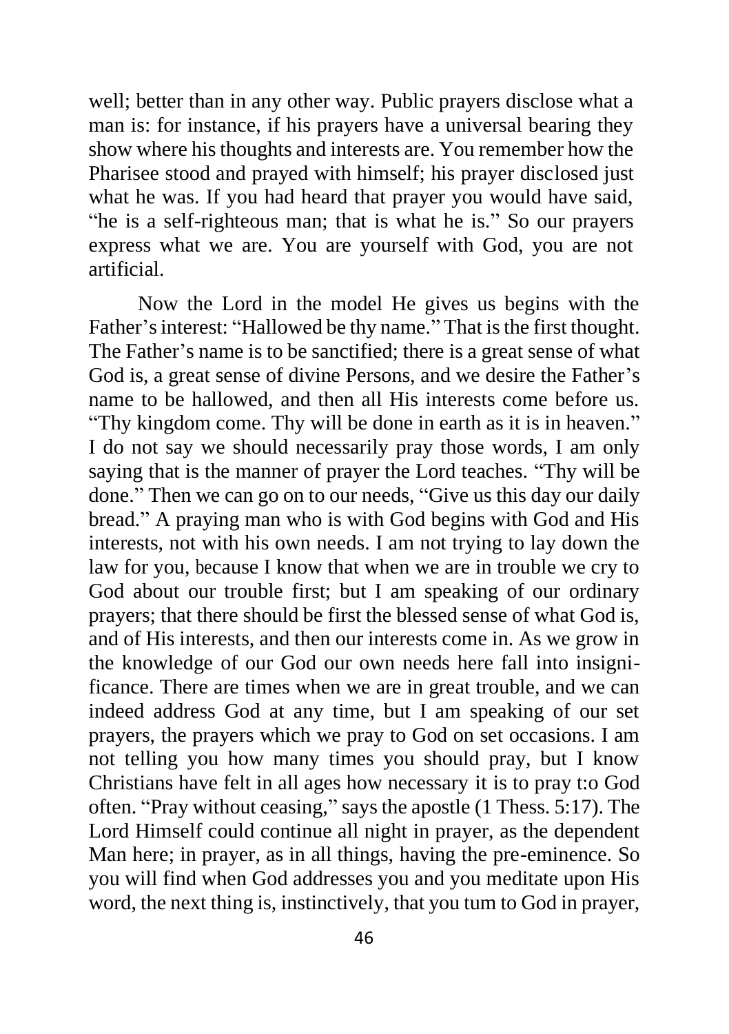well; better than in any other way. Public prayers disclose what a man is: for instance, if his prayers have a universal bearing they show where his thoughts and interests are. You remember how the Pharisee stood and prayed with himself; his prayer disclosed just what he was. If you had heard that prayer you would have said, "he is a self-righteous man; that is what he is." So our prayers express what we are. You are yourself with God, you are not artificial.

Now the Lord in the model He gives us begins with the Father's interest: "Hallowed be thy name." That is the first thought. The Father's name is to be sanctified; there is a great sense of what God is, a great sense of divine Persons, and we desire the Father's name to be hallowed, and then all His interests come before us. "Thy kingdom come. Thy will be done in earth as it is in heaven." I do not say we should necessarily pray those words, I am only saying that is the manner of prayer the Lord teaches. "Thy will be done." Then we can go on to our needs, "Give us this day our daily bread." A praying man who is with God begins with God and His interests, not with his own needs. I am not trying to lay down the law for you, because I know that when we are in trouble we cry to God about our trouble first; but I am speaking of our ordinary prayers; that there should be first the blessed sense of what God is, and of His interests, and then our interests come in. As we grow in the knowledge of our God our own needs here fall into insignificance. There are times when we are in great trouble, and we can indeed address God at any time, but I am speaking of our set prayers, the prayers which we pray to God on set occasions. I am not telling you how many times you should pray, but I know Christians have felt in all ages how necessary it is to pray t:o God often. "Pray without ceasing," says the apostle (1 Thess. 5:17). The Lord Himself could continue all night in prayer, as the dependent Man here; in prayer, as in all things, having the pre-eminence. So you will find when God addresses you and you meditate upon His word, the next thing is, instinctively, that you tum to God in prayer,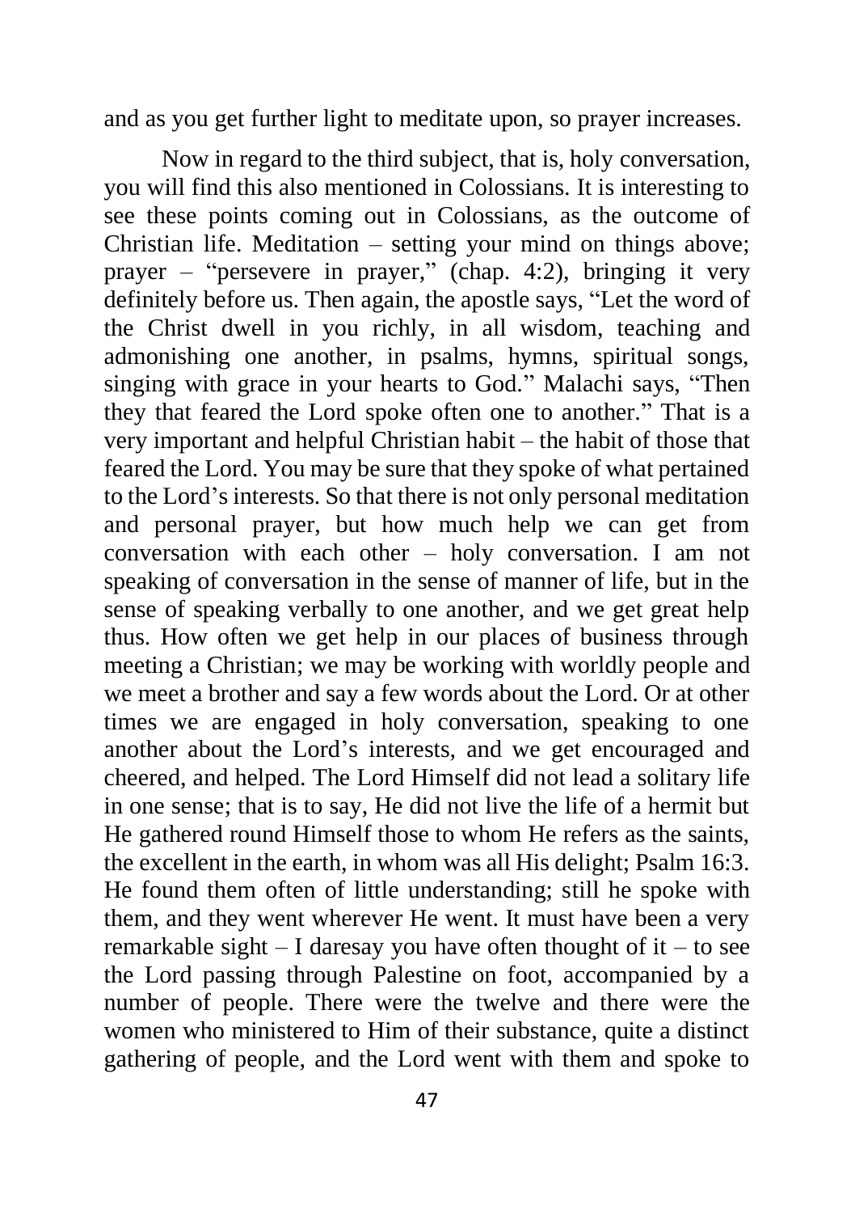and as you get further light to meditate upon, so prayer increases.

Now in regard to the third subject, that is, holy conversation, you will find this also mentioned in Colossians. It is interesting to see these points coming out in Colossians, as the outcome of Christian life. Meditation – setting your mind on things above; prayer – "persevere in prayer," (chap. 4:2), bringing it very definitely before us. Then again, the apostle says, "Let the word of the Christ dwell in you richly, in all wisdom, teaching and admonishing one another, in psalms, hymns, spiritual songs, singing with grace in your hearts to God." Malachi says, "Then they that feared the Lord spoke often one to another." That is a very important and helpful Christian habit – the habit of those that feared the Lord. You may be sure that they spoke of what pertained to the Lord's interests. So that there is not only personal meditation and personal prayer, but how much help we can get from conversation with each other – holy conversation. I am not speaking of conversation in the sense of manner of life, but in the sense of speaking verbally to one another, and we get great help thus. How often we get help in our places of business through meeting a Christian; we may be working with worldly people and we meet a brother and say a few words about the Lord. Or at other times we are engaged in holy conversation, speaking to one another about the Lord's interests, and we get encouraged and cheered, and helped. The Lord Himself did not lead a solitary life in one sense; that is to say, He did not live the life of a hermit but He gathered round Himself those to whom He refers as the saints, the excellent in the earth, in whom was all His delight; Psalm 16:3. He found them often of little understanding; still he spoke with them, and they went wherever He went. It must have been a very remarkable sight – I daresay you have often thought of it – to see the Lord passing through Palestine on foot, accompanied by a number of people. There were the twelve and there were the women who ministered to Him of their substance, quite a distinct gathering of people, and the Lord went with them and spoke to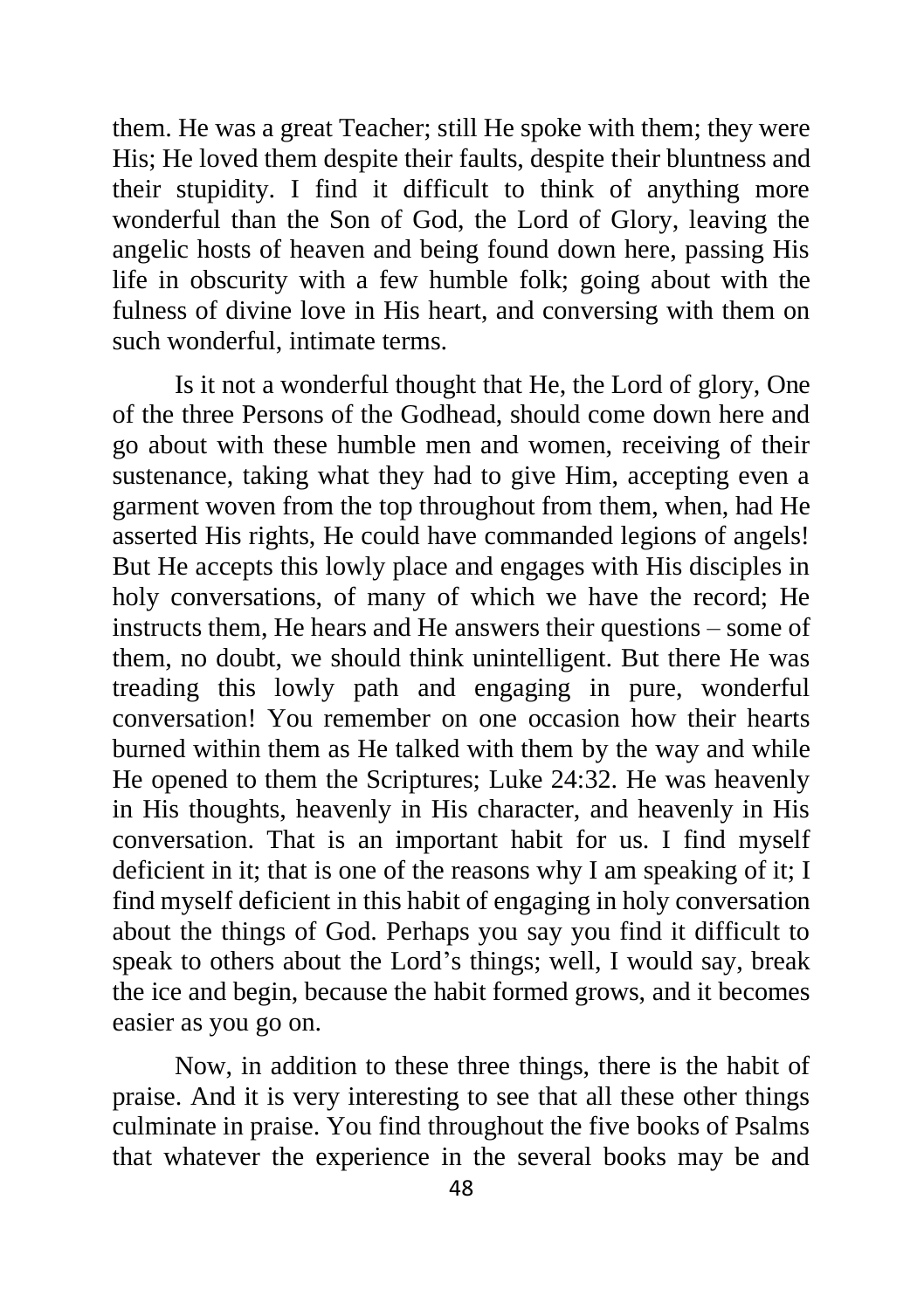them. He was a great Teacher; still He spoke with them; they were His; He loved them despite their faults, despite their bluntness and their stupidity. I find it difficult to think of anything more wonderful than the Son of God, the Lord of Glory, leaving the angelic hosts of heaven and being found down here, passing His life in obscurity with a few humble folk; going about with the fulness of divine love in His heart, and conversing with them on such wonderful, intimate terms.

Is it not a wonderful thought that He, the Lord of glory, One of the three Persons of the Godhead, should come down here and go about with these humble men and women, receiving of their sustenance, taking what they had to give Him, accepting even a garment woven from the top throughout from them, when, had He asserted His rights, He could have commanded legions of angels! But He accepts this lowly place and engages with His disciples in holy conversations, of many of which we have the record; He instructs them, He hears and He answers their questions – some of them, no doubt, we should think unintelligent. But there He was treading this lowly path and engaging in pure, wonderful conversation! You remember on one occasion how their hearts burned within them as He talked with them by the way and while He opened to them the Scriptures; Luke 24:32. He was heavenly in His thoughts, heavenly in His character, and heavenly in His conversation. That is an important habit for us. I find myself deficient in it; that is one of the reasons why I am speaking of it; I find myself deficient in this habit of engaging in holy conversation about the things of God. Perhaps you say you find it difficult to speak to others about the Lord's things; well, I would say, break the ice and begin, because the habit formed grows, and it becomes easier as you go on.

Now, in addition to these three things, there is the habit of praise. And it is very interesting to see that all these other things culminate in praise. You find throughout the five books of Psalms that whatever the experience in the several books may be and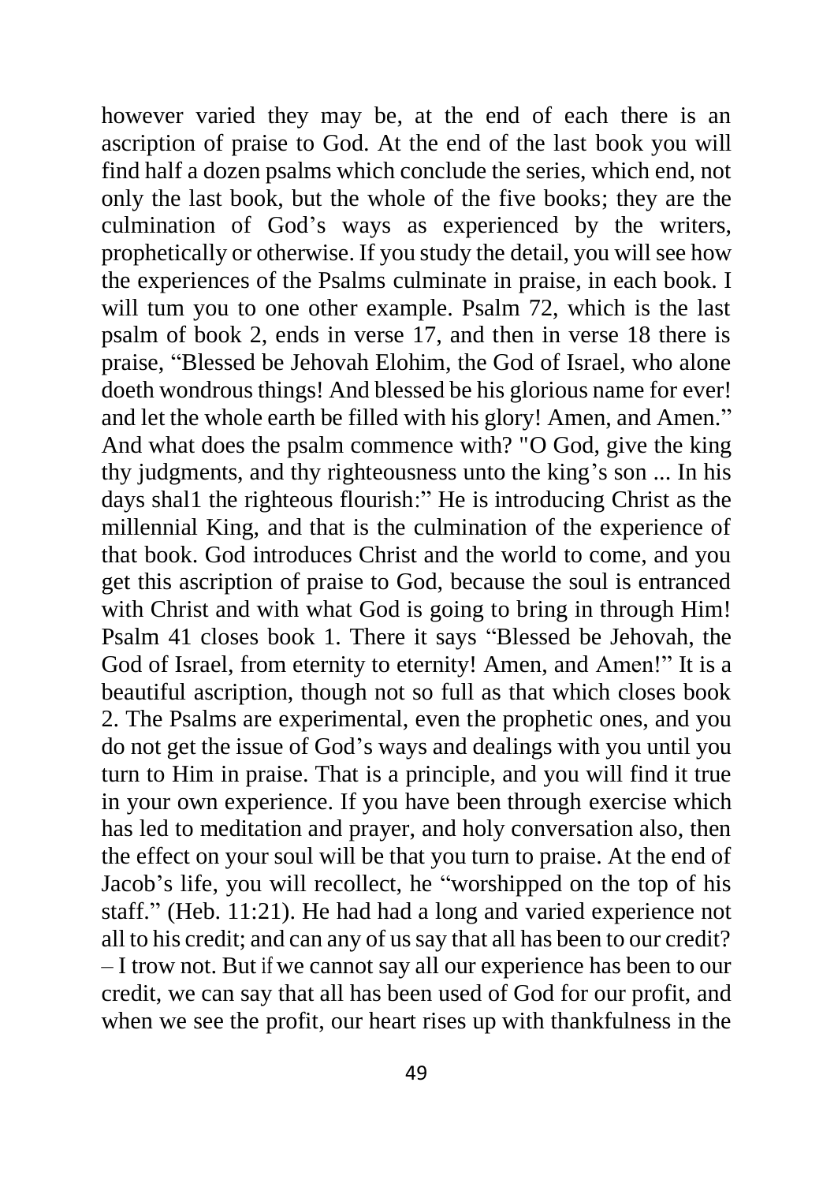however varied they may be, at the end of each there is an ascription of praise to God. At the end of the last book you will find half a dozen psalms which conclude the series, which end, not only the last book, but the whole of the five books; they are the culmination of God's ways as experienced by the writers, prophetically or otherwise. If you study the detail, you will see how the experiences of the Psalms culminate in praise, in each book. I will tum you to one other example. Psalm 72, which is the last psalm of book 2, ends in verse 17, and then in verse 18 there is praise, "Blessed be Jehovah Elohim, the God of Israel, who alone doeth wondrous things! And blessed be his glorious name for ever! and let the whole earth be filled with his glory! Amen, and Amen." And what does the psalm commence with? "O God, give the king thy judgments, and thy righteousness unto the king's son ... In his days shal1 the righteous flourish:" He is introducing Christ as the millennial King, and that is the culmination of the experience of that book. God introduces Christ and the world to come, and you get this ascription of praise to God, because the soul is entranced with Christ and with what God is going to bring in through Him! Psalm 41 closes book 1. There it says "Blessed be Jehovah, the God of Israel, from eternity to eternity! Amen, and Amen!" It is a beautiful ascription, though not so full as that which closes book 2. The Psalms are experimental, even the prophetic ones, and you do not get the issue of God's ways and dealings with you until you turn to Him in praise. That is a principle, and you will find it true in your own experience. If you have been through exercise which has led to meditation and prayer, and holy conversation also, then the effect on your soul will be that you turn to praise. At the end of Jacob's life, you will recollect, he "worshipped on the top of his staff." (Heb. 11:21). He had had a long and varied experience not all to his credit; and can any of us say that all has been to our credit? – I trow not. But if we cannot say all our experience has been to our credit, we can say that all has been used of God for our profit, and when we see the profit, our heart rises up with thankfulness in the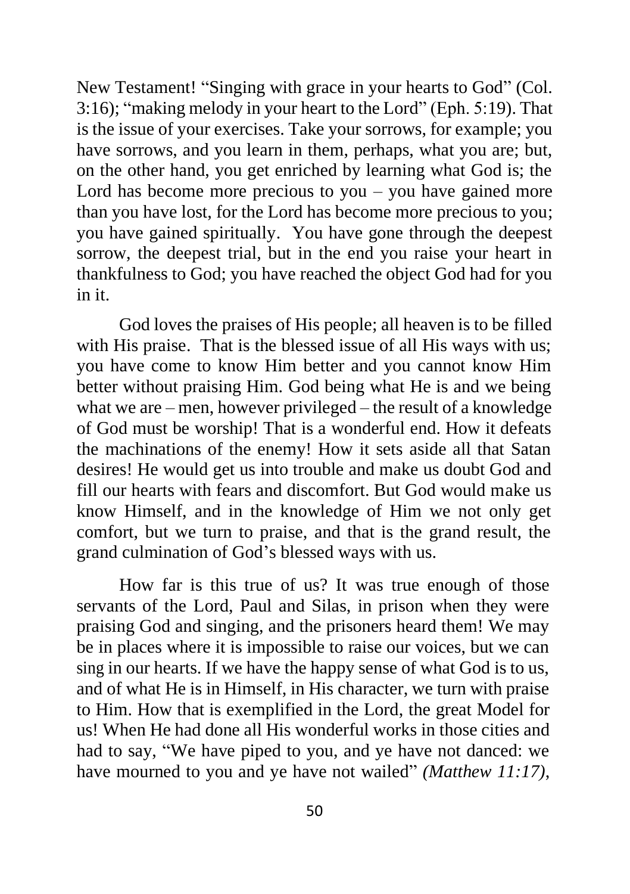New Testament! "Singing with grace in your hearts to God" (Col. 3:16); "making melody in your heart to the Lord" (Eph. 5:19). That is the issue of your exercises. Take your sorrows, for example; you have sorrows, and you learn in them, perhaps, what you are; but, on the other hand, you get enriched by learning what God is; the Lord has become more precious to you – you have gained more than you have lost, for the Lord has become more precious to you; you have gained spiritually. You have gone through the deepest sorrow, the deepest trial, but in the end you raise your heart in thankfulness to God; you have reached the object God had for you in it.

God loves the praises of His people; all heaven is to be filled with His praise. That is the blessed issue of all His ways with us; you have come to know Him better and you cannot know Him better without praising Him. God being what He is and we being what we are – men, however privileged – the result of a knowledge of God must be worship! That is a wonderful end. How it defeats the machinations of the enemy! How it sets aside all that Satan desires! He would get us into trouble and make us doubt God and fill our hearts with fears and discomfort. But God would make us know Himself, and in the knowledge of Him we not only get comfort, but we turn to praise, and that is the grand result, the grand culmination of God's blessed ways with us.

How far is this true of us? It was true enough of those servants of the Lord, Paul and Silas, in prison when they were praising God and singing, and the prisoners heard them! We may be in places where it is impossible to raise our voices, but we can sing in our hearts. If we have the happy sense of what God is to us, and of what He is in Himself, in His character, we turn with praise to Him. How that is exemplified in the Lord, the great Model for us! When He had done all His wonderful works in those cities and had to say, "We have piped to you, and ye have not danced: we have mourned to you and ye have not wailed" *(Matthew 11:17)*,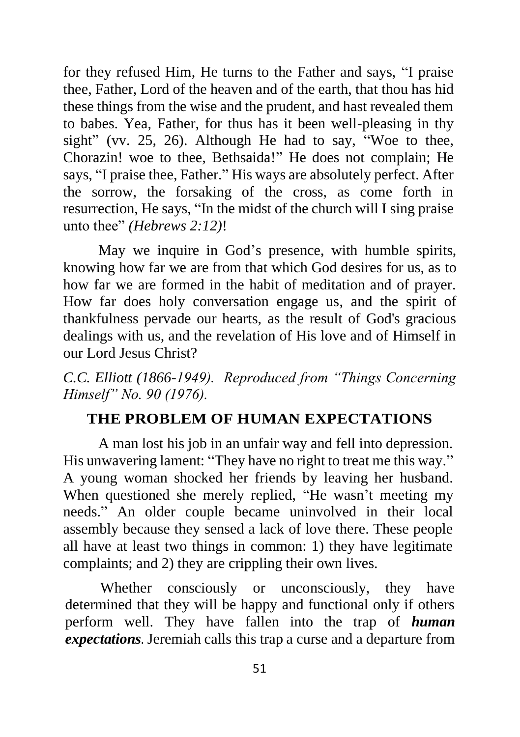for they refused Him, He turns to the Father and says, "I praise thee, Father, Lord of the heaven and of the earth, that thou has hid these things from the wise and the prudent, and hast revealed them to babes. Yea, Father, for thus has it been well-pleasing in thy sight" (vv. 25, 26). Although He had to say, "Woe to thee, Chorazin! woe to thee, Bethsaida!" He does not complain; He says, "I praise thee, Father." His ways are absolutely perfect. After the sorrow, the forsaking of the cross, as come forth in resurrection, He says, "In the midst of the church will I sing praise unto thee" *(Hebrews 2:12)*!

May we inquire in God's presence, with humble spirits, knowing how far we are from that which God desires for us, as to how far we are formed in the habit of meditation and of prayer. How far does holy conversation engage us, and the spirit of thankfulness pervade our hearts, as the result of God's gracious dealings with us, and the revelation of His love and of Himself in our Lord Jesus Christ?

*C.C. Elliott (1866-1949). Reproduced from "Things Concerning Himself" No. 90 (1976).*

## THE PROBLEM OF HUMAN EXPECTATIONS

A man lost his job in an unfair way and fell into depression. His unwavering lament: "They have no right to treat me this way." A young woman shocked her friends by leaving her husband. When questioned she merely replied, "He wasn't meeting my needs." An older couple became uninvolved in their local assembly because they sensed a lack of love there. These people all have at least two things in common: 1) they have legitimate complaints; and 2) they are crippling their own lives.

Whether consciously or unconsciously, they have determined that they will be happy and functional only if others perform well. They have fallen into the trap of ***human expectations***. Jeremiah calls this trap a curse and a departure from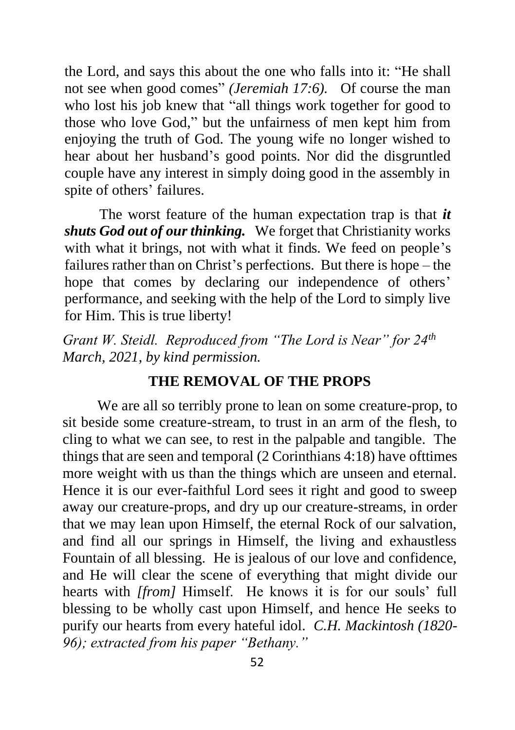the Lord, and says this about the one who falls into it: "He shall not see when good comes" *(Jeremiah 17:6).* Of course the man who lost his job knew that "all things work together for good to those who love God," but the unfairness of men kept him from enjoying the truth of God. The young wife no longer wished to hear about her husband's good points. Nor did the disgruntled couple have any interest in simply doing good in the assembly in spite of others' failures.

The worst feature of the human expectation trap is that ***it shuts God out of our thinking.*** We forget that Christianity works with what it brings, not with what it finds. We feed on people's failures rather than on Christ's perfections. But there is hope – the hope that comes by declaring our independence of others' performance, and seeking with the help of the Lord to simply live for Him. This is true liberty!

*Grant W. Steidl. Reproduced from "The Lord is Near" for 24th March, 2021, by kind permission.*

**THE REMOVAL OF THE PROPS**

We are all so terribly prone to lean on some creature-prop, to sit beside some creature-stream, to trust in an arm of the flesh, to cling to what we can see, to rest in the palpable and tangible. The things that are seen and temporal (2 Corinthians 4:18) have ofttimes more weight with us than the things which are unseen and eternal. Hence it is our ever-faithful Lord sees it right and good to sweep away our creature-props, and dry up our creature-streams, in order that we may lean upon Himself, the eternal Rock of our salvation, and find all our springs in Himself, the living and exhaustless Fountain of all blessing. He is jealous of our love and confidence, and He will clear the scene of everything that might divide our hearts with *[from]* Himself. He knows it is for our souls' full blessing to be wholly cast upon Himself, and hence He seeks to purify our hearts from every hateful idol. *C.H. Mackintosh (1820-96); extracted from his paper "Bethany."*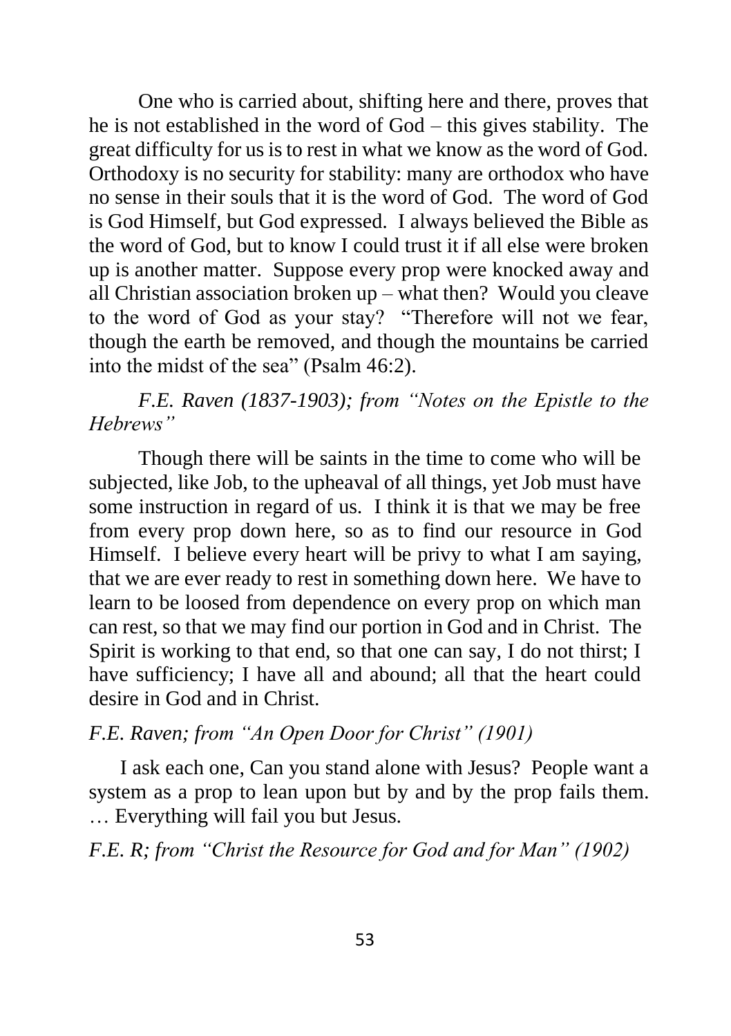One who is carried about, shifting here and there, proves that he is not established in the word of God – this gives stability. The great difficulty for us is to rest in what we know as the word of God. Orthodoxy is no security for stability: many are orthodox who have no sense in their souls that it is the word of God. The word of God is God Himself, but God expressed. I always believed the Bible as the word of God, but to know I could trust it if all else were broken up is another matter. Suppose every prop were knocked away and all Christian association broken up – what then? Would you cleave to the word of God as your stay? "Therefore will not we fear, though the earth be removed, and though the mountains be carried into the midst of the sea" (Psalm 46:2).

*F.E. Raven (1837-1903); from "Notes on the Epistle to the Hebrews"*

Though there will be saints in the time to come who will be subjected, like Job, to the upheaval of all things, yet Job must have some instruction in regard of us. I think it is that we may be free from every prop down here, so as to find our resource in God Himself. I believe every heart will be privy to what I am saying, that we are ever ready to rest in something down here. We have to learn to be loosed from dependence on every prop on which man can rest, so that we may find our portion in God and in Christ. The Spirit is working to that end, so that one can say, I do not thirst; I have sufficiency; I have all and abound; all that the heart could desire in God and in Christ.

*F.E. Raven; from "An Open Door for Christ" (1901)*

I ask each one, Can you stand alone with Jesus? People want a system as a prop to lean upon but by and by the prop fails them. … Everything will fail you but Jesus.

*F.E. R; from "Christ the Resource for God and for Man" (1902)*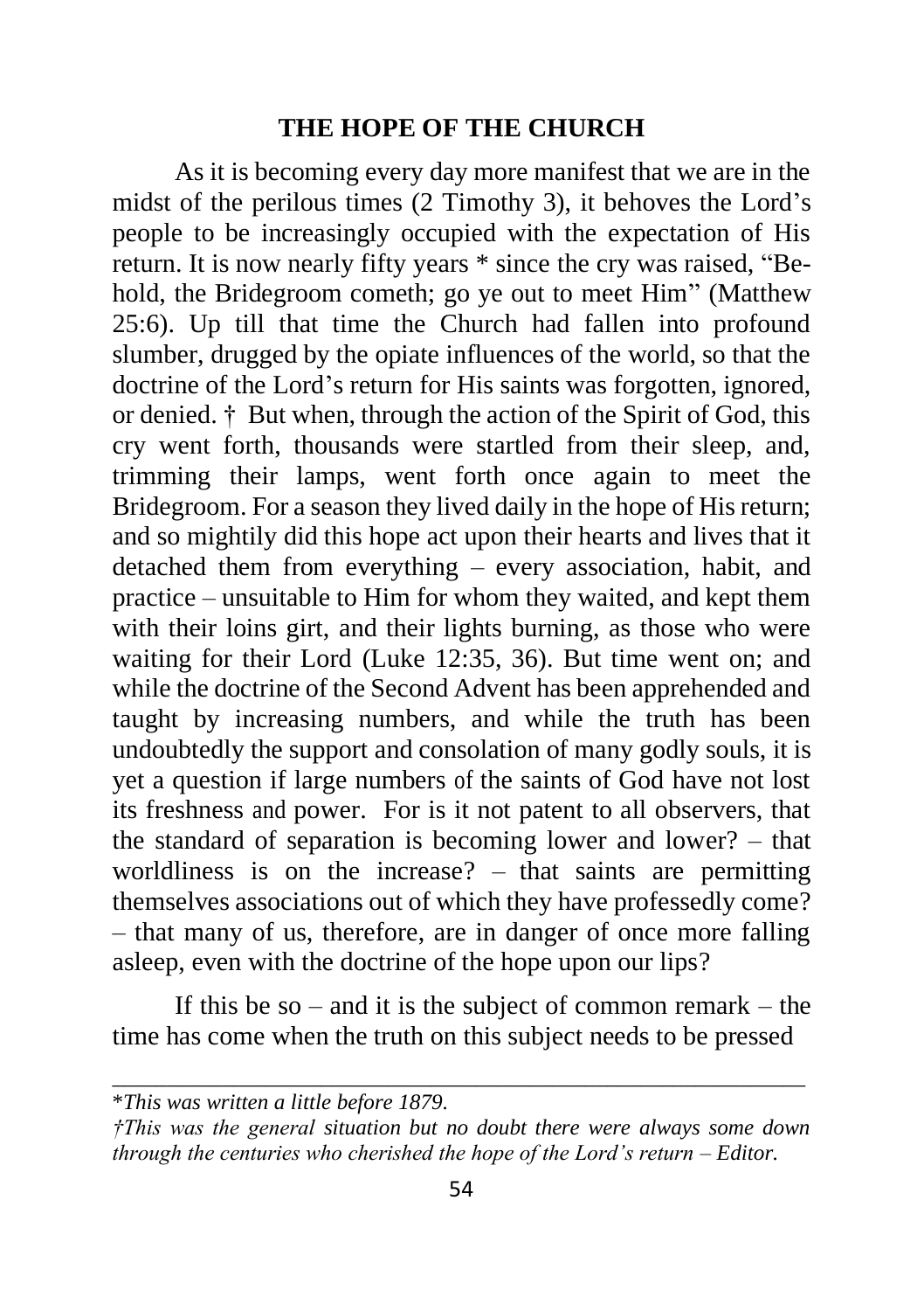## THE HOPE OF THE CHURCH

As it is becoming every day more manifest that we are in the midst of the perilous times (2 Timothy 3), it behoves the Lord's people to be increasingly occupied with the expectation of His return. It is now nearly fifty years * since the cry was raised, "Behold, the Bridegroom cometh; go ye out to meet Him" (Matthew 25:6). Up till that time the Church had fallen into profound slumber, drugged by the opiate influences of the world, so that the doctrine of the Lord's return for His saints was forgotten, ignored, or denied. † But when, through the action of the Spirit of God, this cry went forth, thousands were startled from their sleep, and, trimming their lamps, went forth once again to meet the Bridegroom. For a season they lived daily in the hope of His return; and so mightily did this hope act upon their hearts and lives that it detached them from everything – every association, habit, and practice – unsuitable to Him for whom they waited, and kept them with their loins girt, and their lights burning, as those who were waiting for their Lord (Luke 12:35, 36). But time went on; and while the doctrine of the Second Advent has been apprehended and taught by increasing numbers, and while the truth has been undoubtedly the support and consolation of many godly souls, it is yet a question if large numbers of the saints of God have not lost its freshness and power. For is it not patent to all observers, that the standard of separation is becoming lower and lower? – that worldliness is on the increase? – that saints are permitting themselves associations out of which they have professedly come? – that many of us, therefore, are in danger of once more falling asleep, even with the doctrine of the hope upon our lips?

If this be so – and it is the subject of common remark – the time has come when the truth on this subject needs to be pressed

---

\**This was written a little before 1879.*

†*This was the general situation but no doubt there were always some down through the centuries who cherished the hope of the Lord's return – Editor.*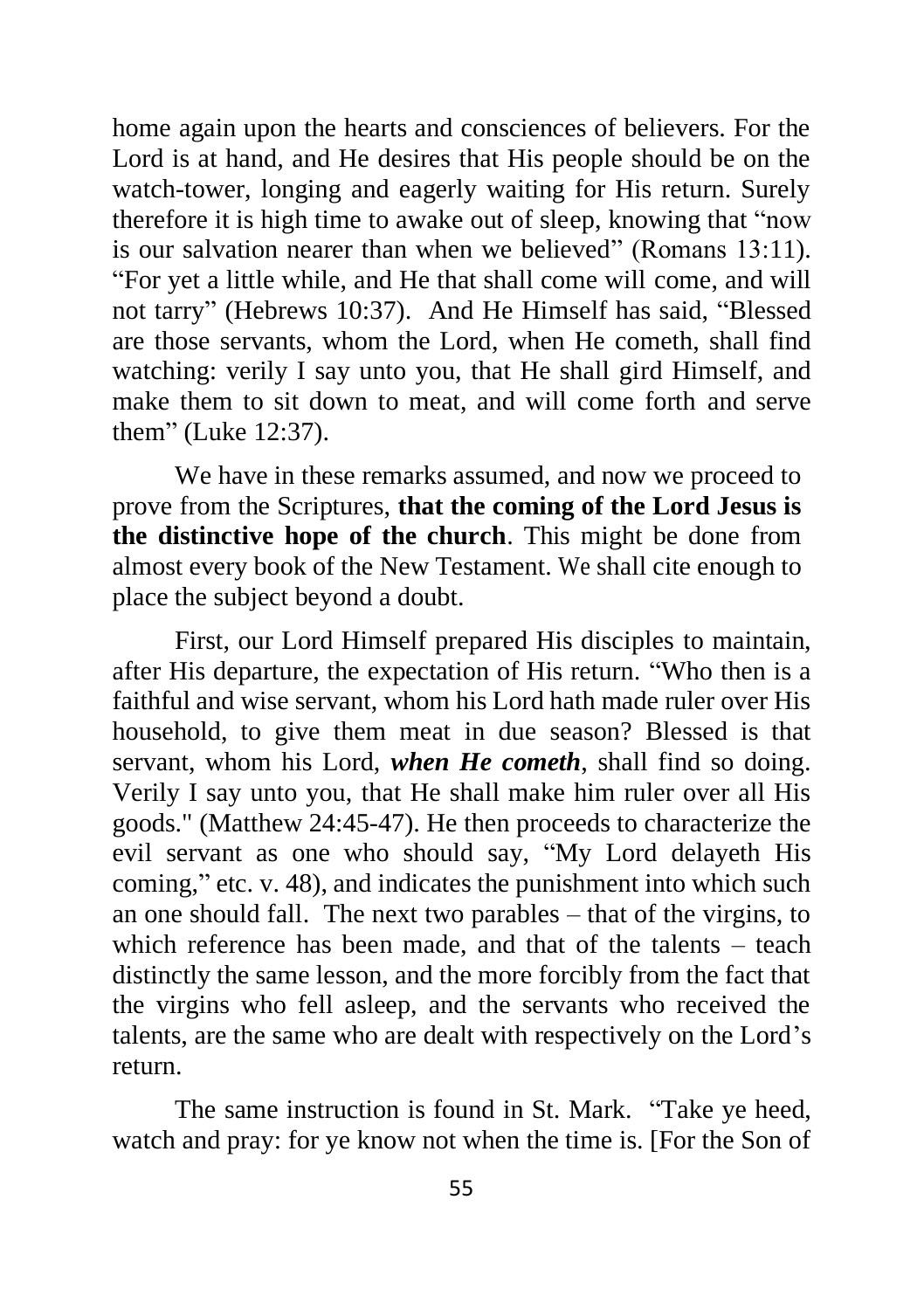home again upon the hearts and consciences of believers. For the Lord is at hand, and He desires that His people should be on the watch-tower, longing and eagerly waiting for His return. Surely therefore it is high time to awake out of sleep, knowing that "now is our salvation nearer than when we believed" (Romans 13:11). "For yet a little while, and He that shall come will come, and will not tarry" (Hebrews 10:37). And He Himself has said, "Blessed are those servants, whom the Lord, when He cometh, shall find watching: verily I say unto you, that He shall gird Himself, and make them to sit down to meat, and will come forth and serve them" (Luke 12:37).

We have in these remarks assumed, and now we proceed to prove from the Scriptures, **that the coming of the Lord Jesus is the distinctive hope of the church**. This might be done from almost every book of the New Testament. We shall cite enough to place the subject beyond a doubt.

First, our Lord Himself prepared His disciples to maintain, after His departure, the expectation of His return. "Who then is a faithful and wise servant, whom his Lord hath made ruler over His household, to give them meat in due season? Blessed is that servant, whom his Lord, ***when He cometh***, shall find so doing. Verily I say unto you, that He shall make him ruler over all His goods." (Matthew 24:45-47). He then proceeds to characterize the evil servant as one who should say, "My Lord delayeth His coming," etc. v. 48), and indicates the punishment into which such an one should fall. The next two parables – that of the virgins, to which reference has been made, and that of the talents – teach distinctly the same lesson, and the more forcibly from the fact that the virgins who fell asleep, and the servants who received the talents, are the same who are dealt with respectively on the Lord's return.

The same instruction is found in St. Mark. "Take ye heed, watch and pray: for ye know not when the time is. [For the Son of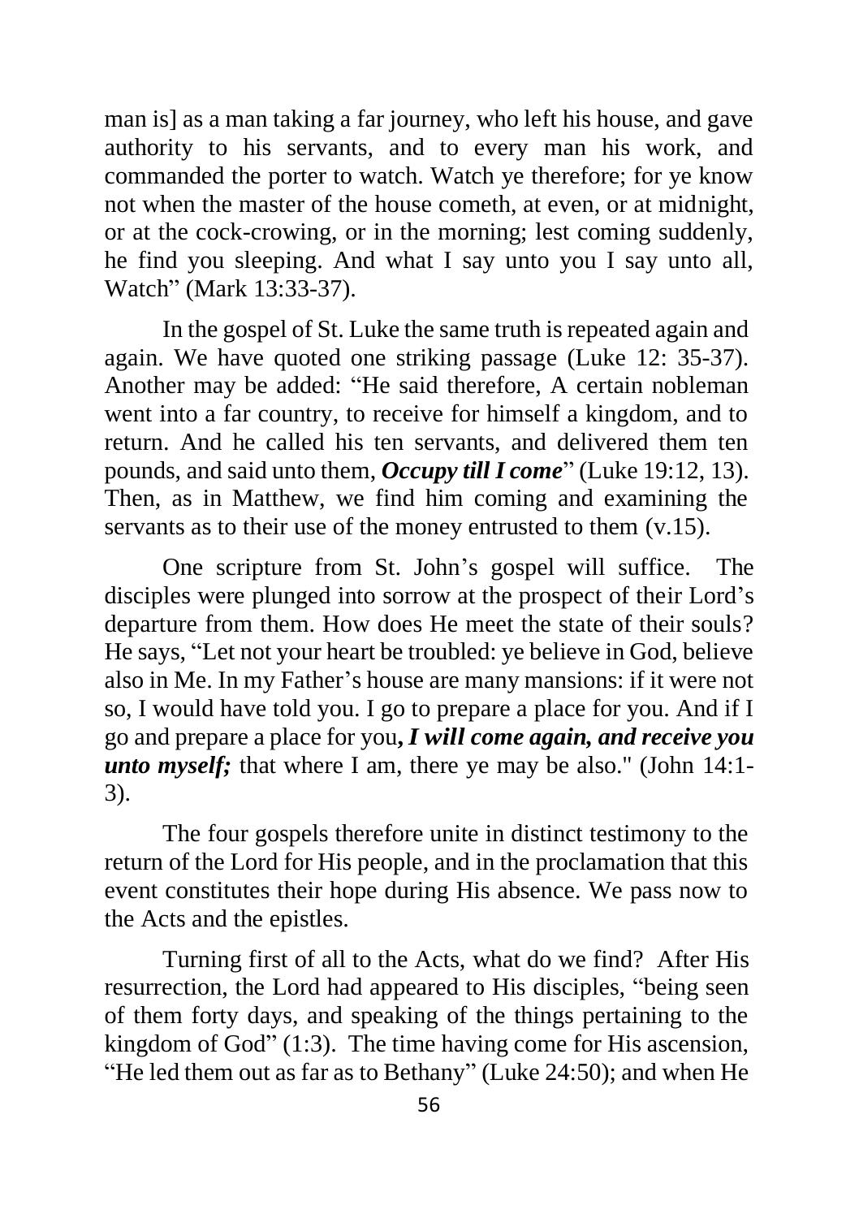man is] as a man taking a far journey, who left his house, and gave authority to his servants, and to every man his work, and commanded the porter to watch. Watch ye therefore; for ye know not when the master of the house cometh, at even, or at midnight, or at the cock-crowing, or in the morning; lest coming suddenly, he find you sleeping. And what I say unto you I say unto all, Watch" (Mark 13:33-37).

In the gospel of St. Luke the same truth is repeated again and again. We have quoted one striking passage (Luke 12: 35-37). Another may be added: "He said therefore, A certain nobleman went into a far country, to receive for himself a kingdom, and to return. And he called his ten servants, and delivered them ten pounds, and said unto them, ***Occupy till I come***" (Luke 19:12, 13). Then, as in Matthew, we find him coming and examining the servants as to their use of the money entrusted to them (v.15).

One scripture from St. John's gospel will suffice. The disciples were plunged into sorrow at the prospect of their Lord's departure from them. How does He meet the state of their souls? He says, "Let not your heart be troubled: ye believe in God, believe also in Me. In my Father's house are many mansions: if it were not so, I would have told you. I go to prepare a place for you. And if I go and prepare a place for you***, I will come again, and receive you unto myself;*** that where I am, there ye may be also." (John 14:1-3).

The four gospels therefore unite in distinct testimony to the return of the Lord for His people, and in the proclamation that this event constitutes their hope during His absence. We pass now to the Acts and the epistles.

Turning first of all to the Acts, what do we find? After His resurrection, the Lord had appeared to His disciples, "being seen of them forty days, and speaking of the things pertaining to the kingdom of God" (1:3). The time having come for His ascension, "He led them out as far as to Bethany" (Luke 24:50); and when He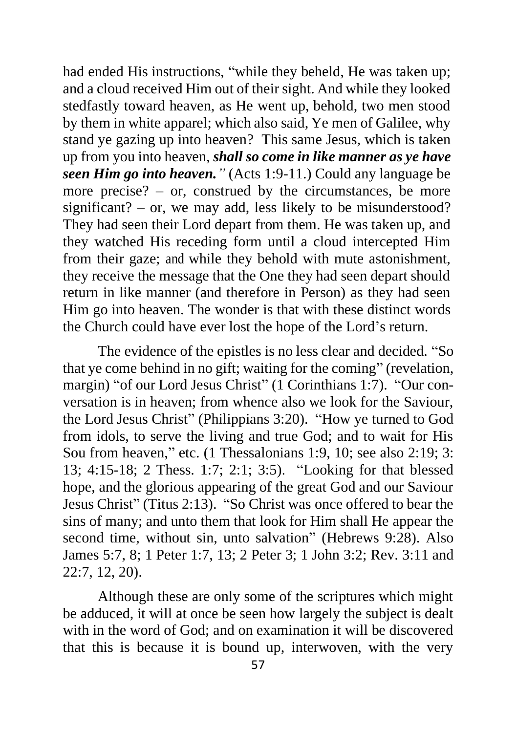had ended His instructions, "while they beheld, He was taken up; and a cloud received Him out of their sight. And while they looked stedfastly toward heaven, as He went up, behold, two men stood by them in white apparel; which also said, Ye men of Galilee, why stand ye gazing up into heaven? This same Jesus, which is taken up from you into heaven, ***shall so come in like manner as ye have seen Him go into heaven.***" (Acts 1:9-11.) Could any language be more precise? – or, construed by the circumstances, be more significant? – or, we may add, less likely to be misunderstood? They had seen their Lord depart from them. He was taken up, and they watched His receding form until a cloud intercepted Him from their gaze; and while they behold with mute astonishment, they receive the message that the One they had seen depart should return in like manner (and therefore in Person) as they had seen Him go into heaven. The wonder is that with these distinct words the Church could have ever lost the hope of the Lord's return.

The evidence of the epistles is no less clear and decided. "So that ye come behind in no gift; waiting for the coming" (revelation, margin) "of our Lord Jesus Christ" (1 Corinthians 1:7). "Our conversation is in heaven; from whence also we look for the Saviour, the Lord Jesus Christ" (Philippians 3:20). "How ye turned to God from idols, to serve the living and true God; and to wait for His Sou from heaven," etc. (1 Thessalonians 1:9, 10; see also 2:19; 3: 13; 4:15-18; 2 Thess. 1:7; 2:1; 3:5). "Looking for that blessed hope, and the glorious appearing of the great God and our Saviour Jesus Christ" (Titus 2:13). "So Christ was once offered to bear the sins of many; and unto them that look for Him shall He appear the second time, without sin, unto salvation" (Hebrews 9:28). Also James 5:7, 8; 1 Peter 1:7, 13; 2 Peter 3; 1 John 3:2; Rev. 3:11 and 22:7, 12, 20).

Although these are only some of the scriptures which might be adduced, it will at once be seen how largely the subject is dealt with in the word of God; and on examination it will be discovered that this is because it is bound up, interwoven, with the very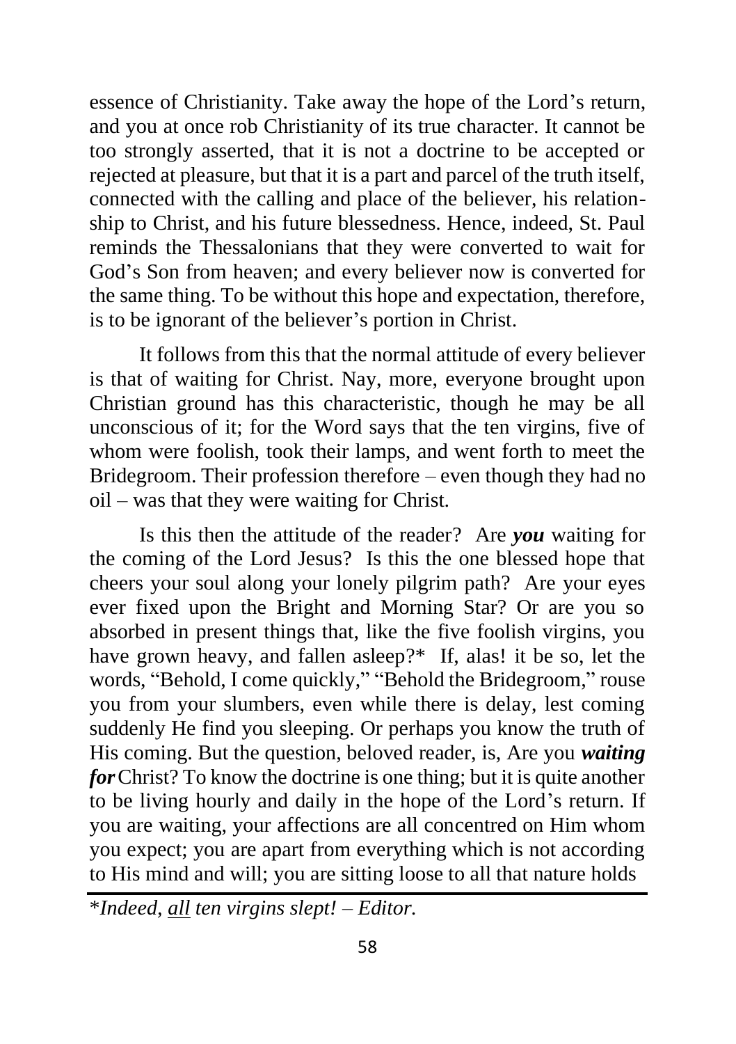essence of Christianity. Take away the hope of the Lord's return, and you at once rob Christianity of its true character. It cannot be too strongly asserted, that it is not a doctrine to be accepted or rejected at pleasure, but that it is a part and parcel of the truth itself, connected with the calling and place of the believer, his relationship to Christ, and his future blessedness. Hence, indeed, St. Paul reminds the Thessalonians that they were converted to wait for God's Son from heaven; and every believer now is converted for the same thing. To be without this hope and expectation, therefore, is to be ignorant of the believer's portion in Christ.

It follows from this that the normal attitude of every believer is that of waiting for Christ. Nay, more, everyone brought upon Christian ground has this characteristic, though he may be all unconscious of it; for the Word says that the ten virgins, five of whom were foolish, took their lamps, and went forth to meet the Bridegroom. Their profession therefore – even though they had no oil – was that they were waiting for Christ.

Is this then the attitude of the reader? Are ***you*** waiting for the coming of the Lord Jesus? Is this the one blessed hope that cheers your soul along your lonely pilgrim path? Are your eyes ever fixed upon the Bright and Morning Star? Or are you so absorbed in present things that, like the five foolish virgins, you have grown heavy, and fallen asleep?* If, alas! it be so, let the words, "Behold, I come quickly," "Behold the Bridegroom," rouse you from your slumbers, even while there is delay, lest coming suddenly He find you sleeping. Or perhaps you know the truth of His coming. But the question, beloved reader, is, Are you ***waiting for*** Christ? To know the doctrine is one thing; but it is quite another to be living hourly and daily in the hope of the Lord's return. If you are waiting, your affections are all concentred on Him whom you expect; you are apart from everything which is not according to His mind and will; you are sitting loose to all that nature holds

---

**Indeed, <u>all</u> ten virgins slept! – Editor.*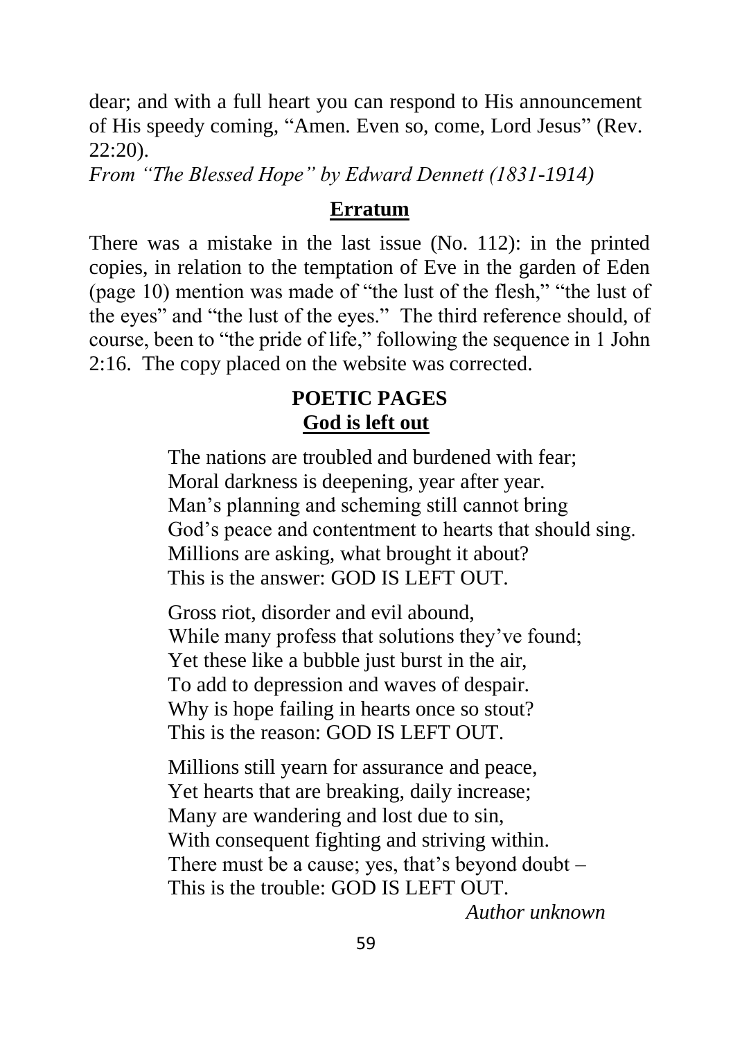dear; and with a full heart you can respond to His announcement of His speedy coming, "Amen. Even so, come, Lord Jesus" (Rev. 22:20).

*From "The Blessed Hope" by Edward Dennett (1831-1914)*

## Erratum

There was a mistake in the last issue (No. 112): in the printed copies, in relation to the temptation of Eve in the garden of Eden (page 10) mention was made of "the lust of the flesh," "the lust of the eyes" and "the lust of the eyes." The third reference should, of course, been to "the pride of life," following the sequence in 1 John 2:16. The copy placed on the website was corrected.

## POETIC PAGES

### God is left out

The nations are troubled and burdened with fear;
Moral darkness is deepening, year after year.
Man's planning and scheming still cannot bring
God's peace and contentment to hearts that should sing.
Millions are asking, what brought it about?
This is the answer: GOD IS LEFT OUT.

Gross riot, disorder and evil abound,
While many profess that solutions they've found;
Yet these like a bubble just burst in the air,
To add to depression and waves of despair.
Why is hope failing in hearts once so stout?
This is the reason: GOD IS LEFT OUT.

Millions still yearn for assurance and peace,
Yet hearts that are breaking, daily increase;
Many are wandering and lost due to sin,
With consequent fighting and striving within.
There must be a cause; yes, that's beyond doubt –
This is the trouble: GOD IS LEFT OUT.

*Author unknown*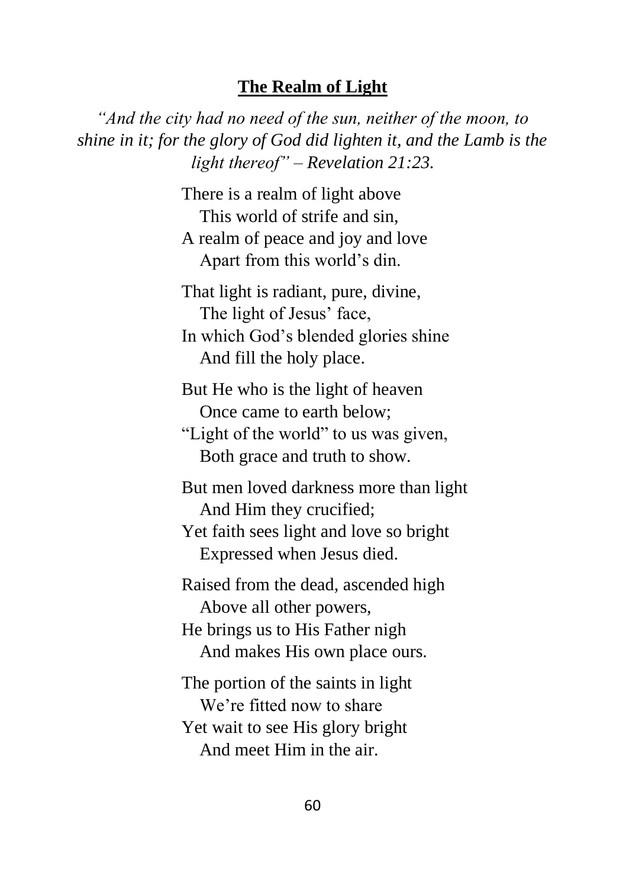## **The Realm of Light**

*"And the city had no need of the sun, neither of the moon, to shine in it; for the glory of God did lighten it, and the Lamb is the light thereof" – Revelation 21:23.*

There is a realm of light above  
   This world of strife and sin,  
A realm of peace and joy and love  
   Apart from this world's din.

That light is radiant, pure, divine,  
   The light of Jesus' face,  
In which God's blended glories shine  
   And fill the holy place.

But He who is the light of heaven  
   Once came to earth below;  
"Light of the world" to us was given,  
   Both grace and truth to show.

But men loved darkness more than light  
   And Him they crucified;  
Yet faith sees light and love so bright  
   Expressed when Jesus died.

Raised from the dead, ascended high  
   Above all other powers,  
He brings us to His Father nigh  
   And makes His own place ours.

The portion of the saints in light  
   We're fitted now to share  
Yet wait to see His glory bright  
   And meet Him in the air.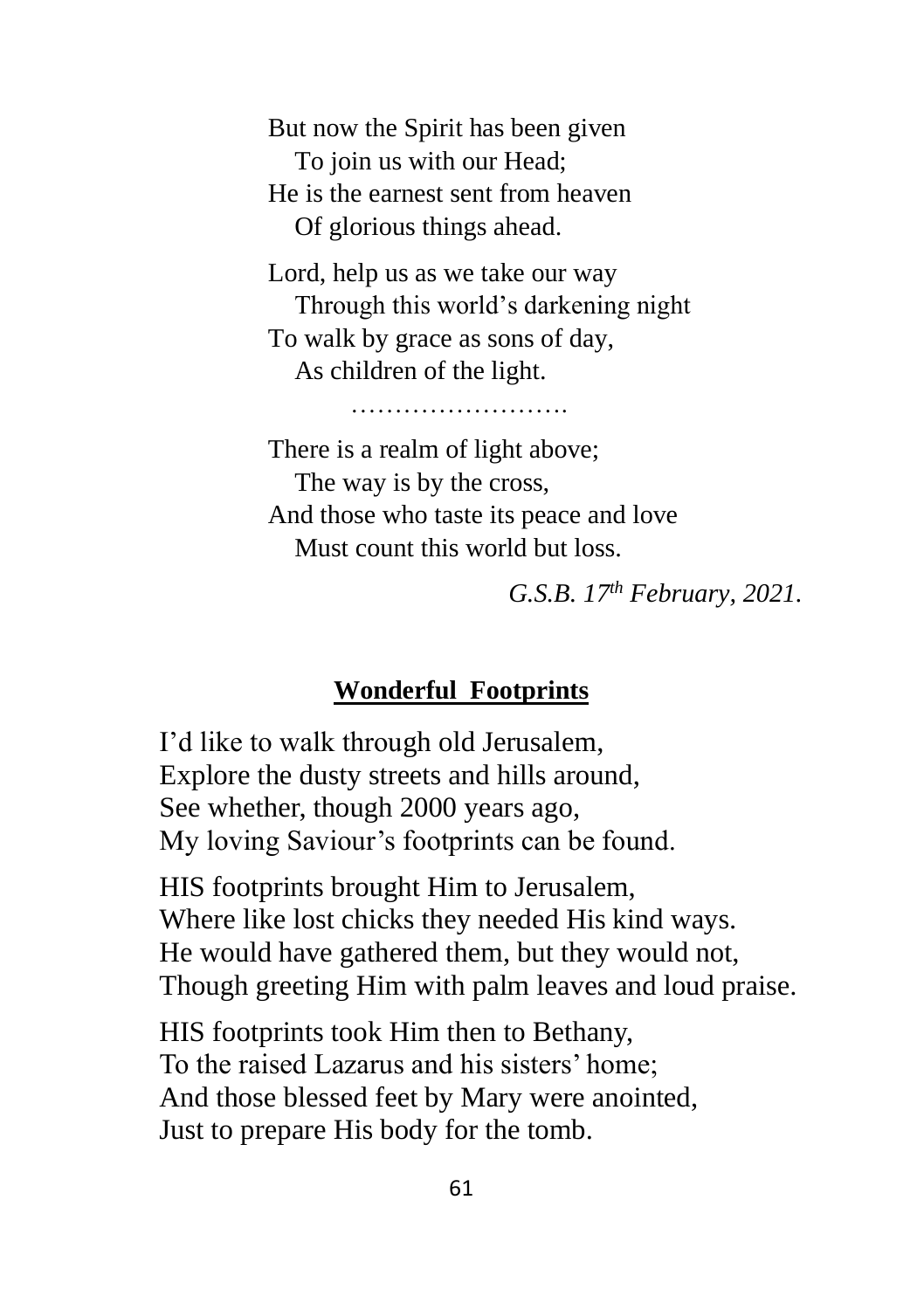But now the Spirit has been given  
   To join us with our Head;  
He is the earnest sent from heaven  
   Of glorious things ahead.

Lord, help us as we take our way  
   Through this world's darkening night  
To walk by grace as sons of day,  
   As children of the light.

…………………….

There is a realm of light above;  
   The way is by the cross,  
And those who taste its peace and love  
   Must count this world but loss.

*G.S.B. 17th February, 2021.*

## **Wonderful Footprints**

I'd like to walk through old Jerusalem,  
Explore the dusty streets and hills around,  
See whether, though 2000 years ago,  
My loving Saviour's footprints can be found.

HIS footprints brought Him to Jerusalem,  
Where like lost chicks they needed His kind ways.  
He would have gathered them, but they would not,  
Though greeting Him with palm leaves and loud praise.

HIS footprints took Him then to Bethany,  
To the raised Lazarus and his sisters' home;  
And those blessed feet by Mary were anointed,  
Just to prepare His body for the tomb.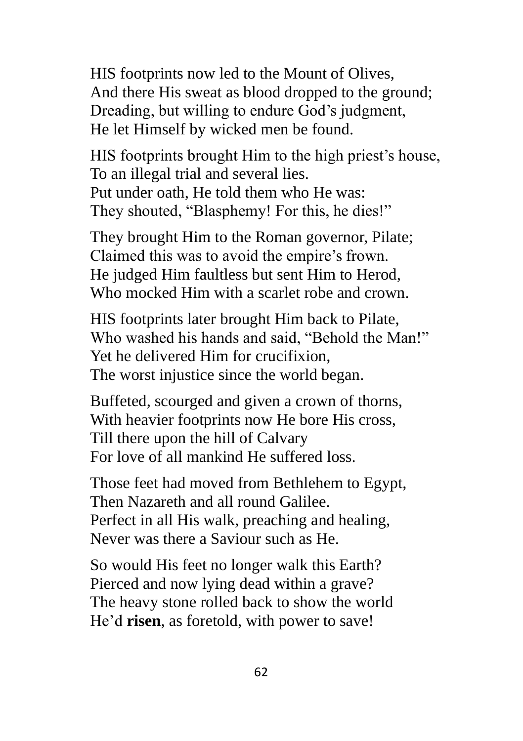HIS footprints now led to the Mount of Olives,
And there His sweat as blood dropped to the ground;
Dreading, but willing to endure God's judgment,
He let Himself by wicked men be found.

HIS footprints brought Him to the high priest's house,
To an illegal trial and several lies.
Put under oath, He told them who He was:
They shouted, "Blasphemy! For this, he dies!"

They brought Him to the Roman governor, Pilate;
Claimed this was to avoid the empire's frown.
He judged Him faultless but sent Him to Herod,
Who mocked Him with a scarlet robe and crown.

HIS footprints later brought Him back to Pilate,
Who washed his hands and said, "Behold the Man!"
Yet he delivered Him for crucifixion,
The worst injustice since the world began.

Buffeted, scourged and given a crown of thorns,
With heavier footprints now He bore His cross,
Till there upon the hill of Calvary
For love of all mankind He suffered loss.

Those feet had moved from Bethlehem to Egypt,
Then Nazareth and all round Galilee.
Perfect in all His walk, preaching and healing,
Never was there a Saviour such as He.

So would His feet no longer walk this Earth?
Pierced and now lying dead within a grave?
The heavy stone rolled back to show the world
He'd **risen**, as foretold, with power to save!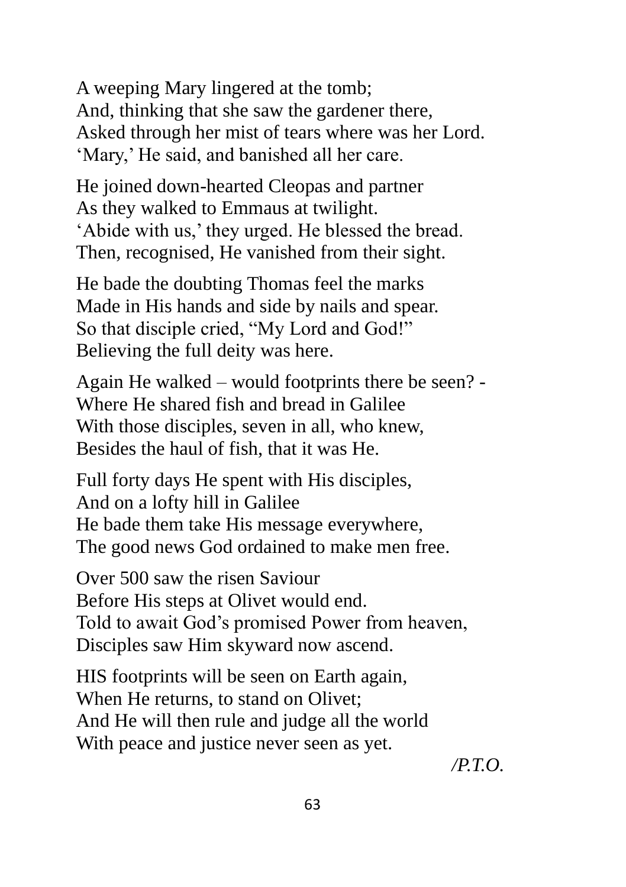A weeping Mary lingered at the tomb;
And, thinking that she saw the gardener there,
Asked through her mist of tears where was her Lord.
'Mary,' He said, and banished all her care.

He joined down-hearted Cleopas and partner
As they walked to Emmaus at twilight.
'Abide with us,' they urged. He blessed the bread.
Then, recognised, He vanished from their sight.

He bade the doubting Thomas feel the marks
Made in His hands and side by nails and spear.
So that disciple cried, "My Lord and God!"
Believing the full deity was here.

Again He walked – would footprints there be seen? -
Where He shared fish and bread in Galilee
With those disciples, seven in all, who knew,
Besides the haul of fish, that it was He.

Full forty days He spent with His disciples,
And on a lofty hill in Galilee
He bade them take His message everywhere,
The good news God ordained to make men free.

Over 500 saw the risen Saviour
Before His steps at Olivet would end.
Told to await God's promised Power from heaven,
Disciples saw Him skyward now ascend.

HIS footprints will be seen on Earth again,
When He returns, to stand on Olivet;
And He will then rule and judge all the world
With peace and justice never seen as yet.

*/P.T.O.*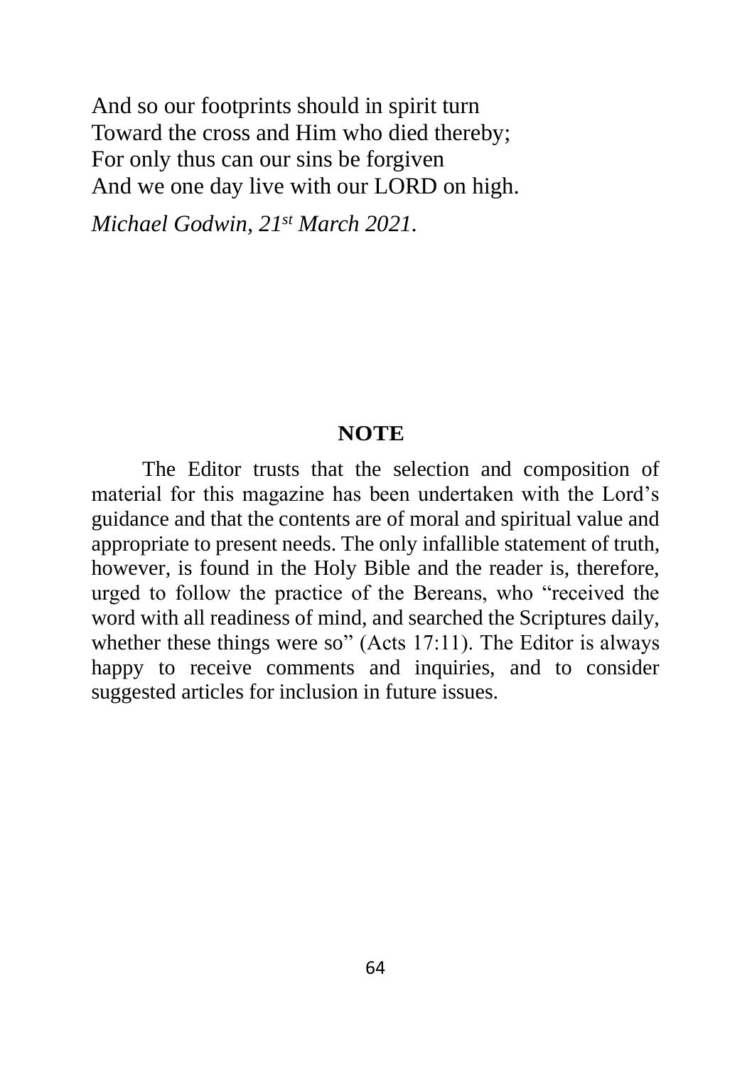And so our footprints should in spirit turn  
Toward the cross and Him who died thereby;  
For only thus can our sins be forgiven  
And we one day live with our LORD on high.

*Michael Godwin, 21st March 2021.*

## NOTE

The Editor trusts that the selection and composition of material for this magazine has been undertaken with the Lord's guidance and that the contents are of moral and spiritual value and appropriate to present needs. The only infallible statement of truth, however, is found in the Holy Bible and the reader is, therefore, urged to follow the practice of the Bereans, who "received the word with all readiness of mind, and searched the Scriptures daily, whether these things were so" (Acts 17:11). The Editor is always happy to receive comments and inquiries, and to consider suggested articles for inclusion in future issues.